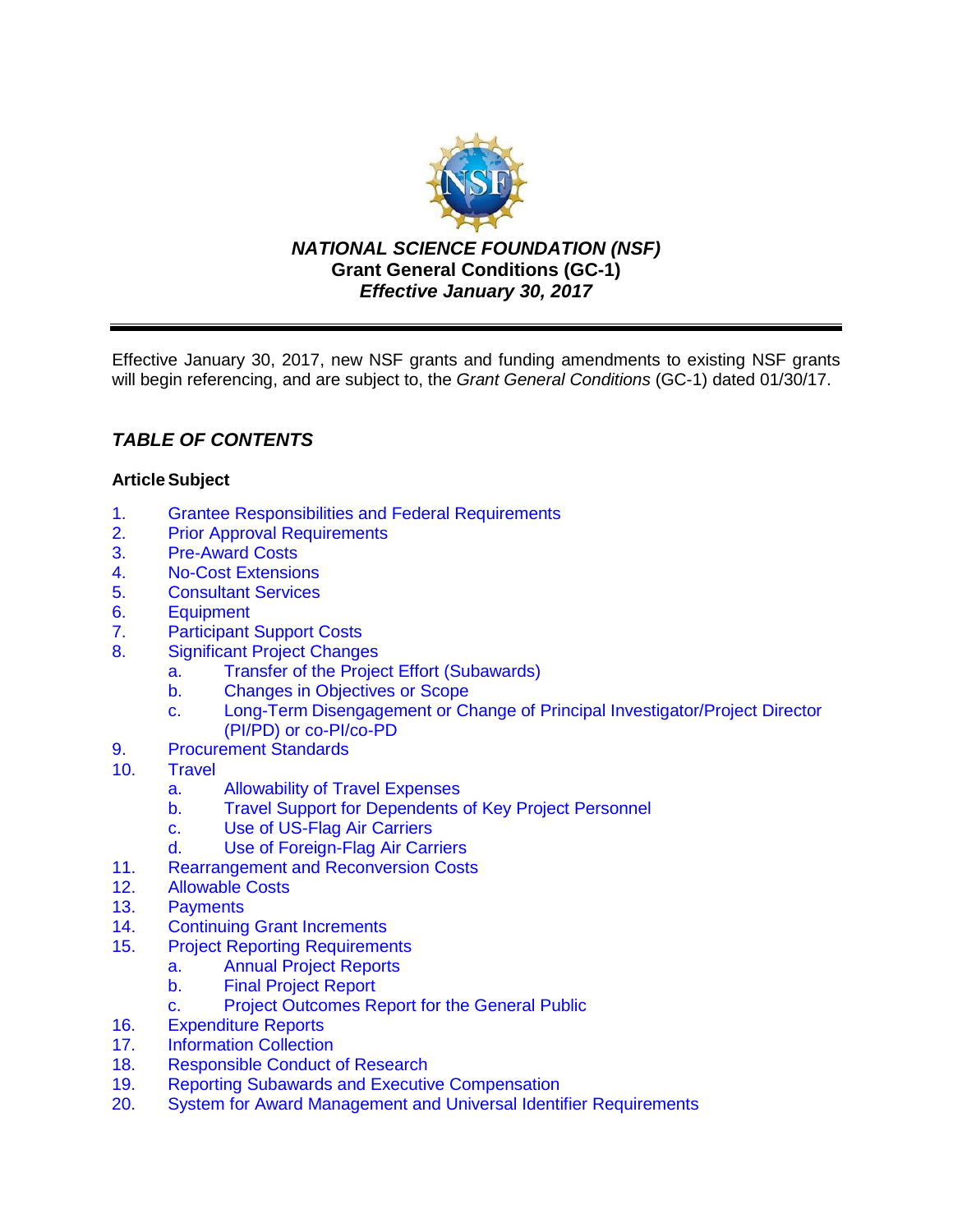***NATIONAL SCIENCE FOUNDATION (NSF)***
**Grant General Conditions (GC-1)**
***Effective January 30, 2017***

---

Effective January 30, 2017, new NSF grants and funding amendments to existing NSF grants will begin referencing, and are subject to, the *Grant General Conditions* (GC-1) dated 01/30/17.

## *TABLE OF CONTENTS*

**Article Subject**

1. Grantee Responsibilities and Federal Requirements
2. Prior Approval Requirements
3. Pre-Award Costs
4. No-Cost Extensions
5. Consultant Services
6. Equipment
7. Participant Support Costs
8. Significant Project Changes
    a. Transfer of the Project Effort (Subawards)
    b. Changes in Objectives or Scope
    c. Long-Term Disengagement or Change of Principal Investigator/Project Director (PI/PD) or co-PI/co-PD
9. Procurement Standards
10. Travel
    a. Allowability of Travel Expenses
    b. Travel Support for Dependents of Key Project Personnel
    c. Use of US-Flag Air Carriers
    d. Use of Foreign-Flag Air Carriers
11. Rearrangement and Reconversion Costs
12. Allowable Costs
13. Payments
14. Continuing Grant Increments
15. Project Reporting Requirements
    a. Annual Project Reports
    b. Final Project Report
    c. Project Outcomes Report for the General Public
16. Expenditure Reports
17. Information Collection
18. Responsible Conduct of Research
19. Reporting Subawards and Executive Compensation
20. System for Award Management and Universal Identifier Requirements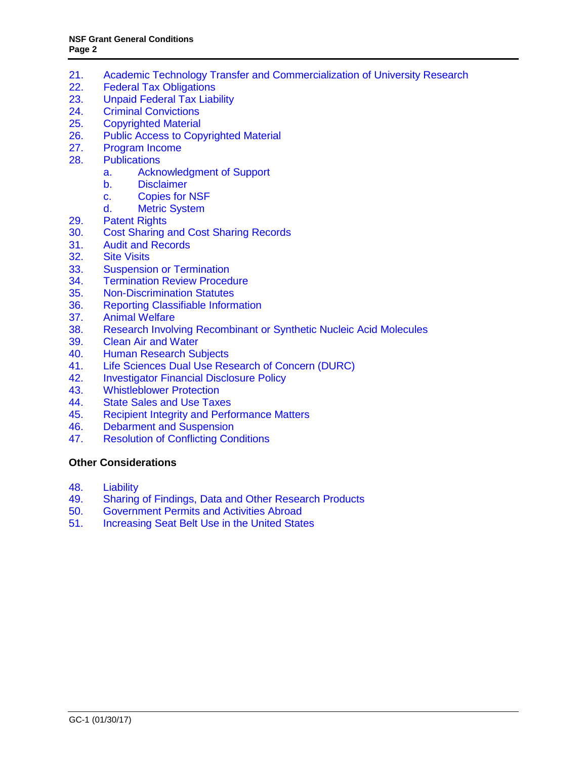21. Academic Technology Transfer and Commercialization of University Research
22. Federal Tax Obligations
23. Unpaid Federal Tax Liability
24. Criminal Convictions
25. Copyrighted Material
26. Public Access to Copyrighted Material
27. Program Income
28. Publications
    a. Acknowledgment of Support
    b. Disclaimer
    c. Copies for NSF
    d. Metric System
29. Patent Rights
30. Cost Sharing and Cost Sharing Records
31. Audit and Records
32. Site Visits
33. Suspension or Termination
34. Termination Review Procedure
35. Non-Discrimination Statutes
36. Reporting Classifiable Information
37. Animal Welfare
38. Research Involving Recombinant or Synthetic Nucleic Acid Molecules
39. Clean Air and Water
40. Human Research Subjects
41. Life Sciences Dual Use Research of Concern (DURC)
42. Investigator Financial Disclosure Policy
43. Whistleblower Protection
44. State Sales and Use Taxes
45. Recipient Integrity and Performance Matters
46. Debarment and Suspension
47. Resolution of Conflicting Conditions

**Other Considerations**

48. Liability
49. Sharing of Findings, Data and Other Research Products
50. Government Permits and Activities Abroad
51. Increasing Seat Belt Use in the United States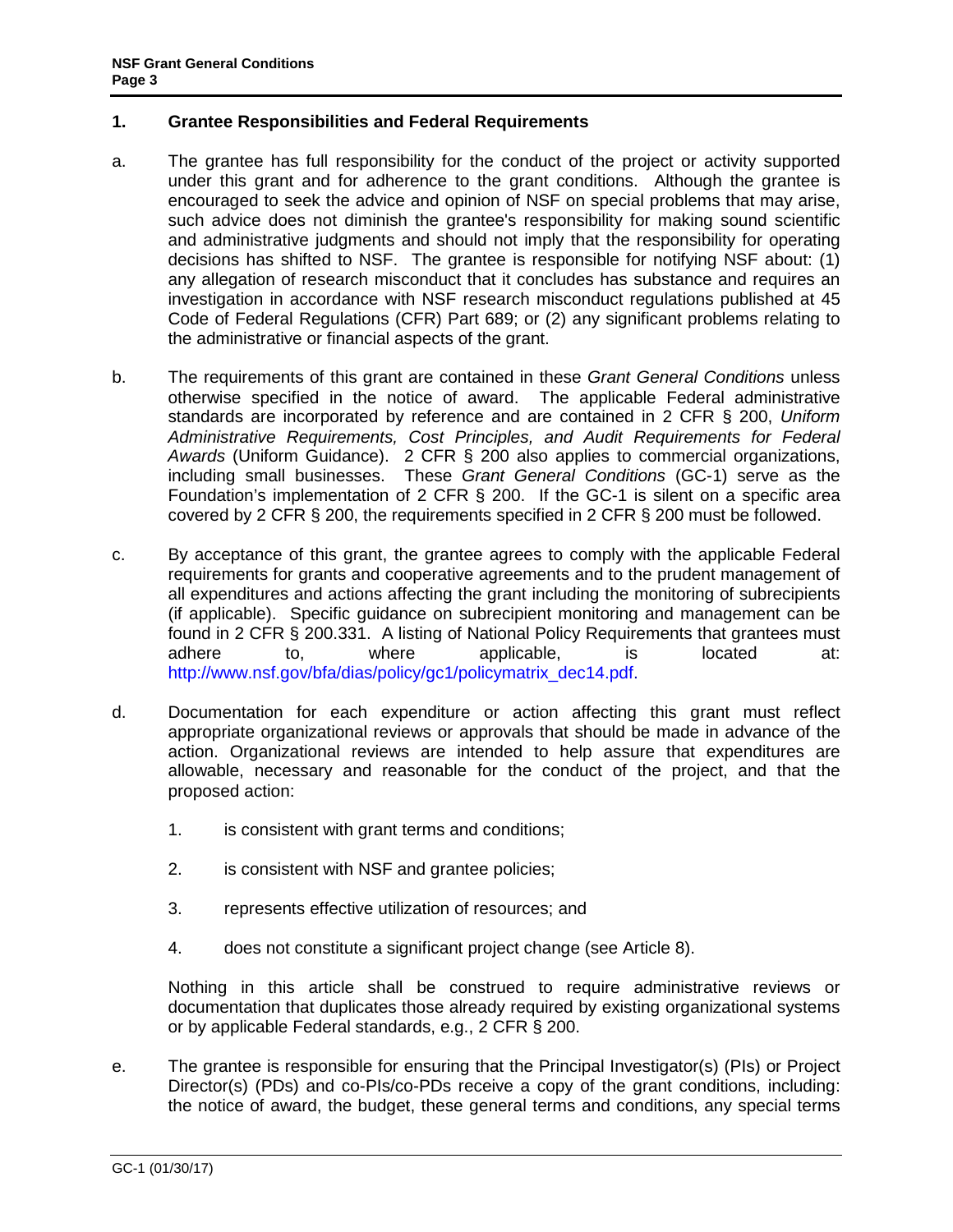## 1. Grantee Responsibilities and Federal Requirements

a. The grantee has full responsibility for the conduct of the project or activity supported under this grant and for adherence to the grant conditions. Although the grantee is encouraged to seek the advice and opinion of NSF on special problems that may arise, such advice does not diminish the grantee's responsibility for making sound scientific and administrative judgments and should not imply that the responsibility for operating decisions has shifted to NSF. The grantee is responsible for notifying NSF about: (1) any allegation of research misconduct that it concludes has substance and requires an investigation in accordance with NSF research misconduct regulations published at 45 Code of Federal Regulations (CFR) Part 689; or (2) any significant problems relating to the administrative or financial aspects of the grant.

b. The requirements of this grant are contained in these *Grant General Conditions* unless otherwise specified in the notice of award. The applicable Federal administrative standards are incorporated by reference and are contained in 2 CFR § 200, *Uniform Administrative Requirements, Cost Principles, and Audit Requirements for Federal Awards* (Uniform Guidance). 2 CFR § 200 also applies to commercial organizations, including small businesses. These *Grant General Conditions* (GC-1) serve as the Foundation's implementation of 2 CFR § 200. If the GC-1 is silent on a specific area covered by 2 CFR § 200, the requirements specified in 2 CFR § 200 must be followed.

c. By acceptance of this grant, the grantee agrees to comply with the applicable Federal requirements for grants and cooperative agreements and to the prudent management of all expenditures and actions affecting the grant including the monitoring of subrecipients (if applicable). Specific guidance on subrecipient monitoring and management can be found in 2 CFR § 200.331. A listing of National Policy Requirements that grantees must adhere to, where applicable, is located at: http://www.nsf.gov/bfa/dias/policy/gc1/policymatrix_dec14.pdf.

d. Documentation for each expenditure or action affecting this grant must reflect appropriate organizational reviews or approvals that should be made in advance of the action. Organizational reviews are intended to help assure that expenditures are allowable, necessary and reasonable for the conduct of the project, and that the proposed action:

   1. is consistent with grant terms and conditions;

   2. is consistent with NSF and grantee policies;

   3. represents effective utilization of resources; and

   4. does not constitute a significant project change (see Article 8).

   Nothing in this article shall be construed to require administrative reviews or documentation that duplicates those already required by existing organizational systems or by applicable Federal standards, e.g., 2 CFR § 200.

e. The grantee is responsible for ensuring that the Principal Investigator(s) (PIs) or Project Director(s) (PDs) and co-PIs/co-PDs receive a copy of the grant conditions, including: the notice of award, the budget, these general terms and conditions, any special terms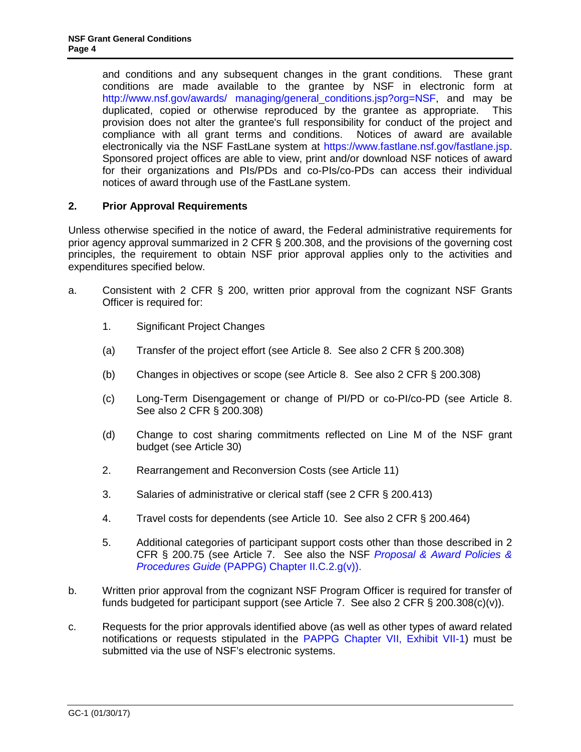and conditions and any subsequent changes in the grant conditions. These grant conditions are made available to the grantee by NSF in electronic form at http://www.nsf.gov/awards/ managing/general_conditions.jsp?org=NSF, and may be duplicated, copied or otherwise reproduced by the grantee as appropriate. This provision does not alter the grantee's full responsibility for conduct of the project and compliance with all grant terms and conditions. Notices of award are available electronically via the NSF FastLane system at https://www.fastlane.nsf.gov/fastlane.jsp. Sponsored project offices are able to view, print and/or download NSF notices of award for their organizations and PIs/PDs and co-PIs/co-PDs can access their individual notices of award through use of the FastLane system.

## 2. Prior Approval Requirements

Unless otherwise specified in the notice of award, the Federal administrative requirements for prior agency approval summarized in 2 CFR § 200.308, and the provisions of the governing cost principles, the requirement to obtain NSF prior approval applies only to the activities and expenditures specified below.

a. Consistent with 2 CFR § 200, written prior approval from the cognizant NSF Grants Officer is required for:

1. Significant Project Changes

(a) Transfer of the project effort (see Article 8. See also 2 CFR § 200.308)

(b) Changes in objectives or scope (see Article 8. See also 2 CFR § 200.308)

(c) Long-Term Disengagement or change of PI/PD or co-PI/co-PD (see Article 8. See also 2 CFR § 200.308)

(d) Change to cost sharing commitments reflected on Line M of the NSF grant budget (see Article 30)

2. Rearrangement and Reconversion Costs (see Article 11)

3. Salaries of administrative or clerical staff (see 2 CFR § 200.413)

4. Travel costs for dependents (see Article 10. See also 2 CFR § 200.464)

5. Additional categories of participant support costs other than those described in 2 CFR § 200.75 (see Article 7. See also the NSF *Proposal & Award Policies & Procedures Guide* (PAPPG) Chapter II.C.2.g(v)).

b. Written prior approval from the cognizant NSF Program Officer is required for transfer of funds budgeted for participant support (see Article 7. See also 2 CFR § 200.308(c)(v)).

c. Requests for the prior approvals identified above (as well as other types of award related notifications or requests stipulated in the PAPPG Chapter VII, Exhibit VII-1) must be submitted via the use of NSF's electronic systems.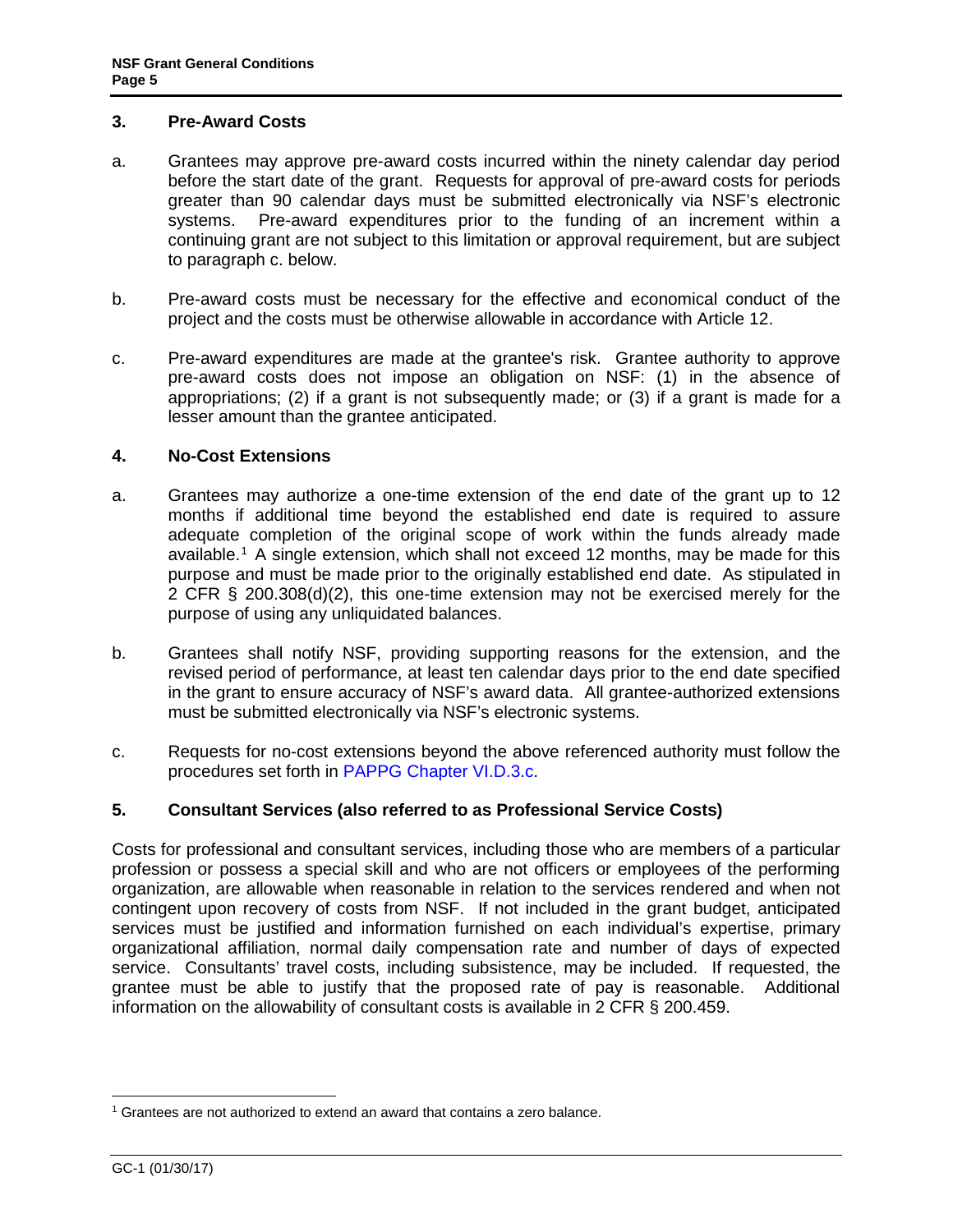### 3. Pre-Award Costs

a. Grantees may approve pre-award costs incurred within the ninety calendar day period before the start date of the grant. Requests for approval of pre-award costs for periods greater than 90 calendar days must be submitted electronically via NSF's electronic systems. Pre-award expenditures prior to the funding of an increment within a continuing grant are not subject to this limitation or approval requirement, but are subject to paragraph c. below.

b. Pre-award costs must be necessary for the effective and economical conduct of the project and the costs must be otherwise allowable in accordance with Article 12.

c. Pre-award expenditures are made at the grantee's risk. Grantee authority to approve pre-award costs does not impose an obligation on NSF: (1) in the absence of appropriations; (2) if a grant is not subsequently made; or (3) if a grant is made for a lesser amount than the grantee anticipated.

### 4. No-Cost Extensions

a. Grantees may authorize a one-time extension of the end date of the grant up to 12 months if additional time beyond the established end date is required to assure adequate completion of the original scope of work within the funds already made available.[1] A single extension, which shall not exceed 12 months, may be made for this purpose and must be made prior to the originally established end date. As stipulated in 2 CFR § 200.308(d)(2), this one-time extension may not be exercised merely for the purpose of using any unliquidated balances.

b. Grantees shall notify NSF, providing supporting reasons for the extension, and the revised period of performance, at least ten calendar days prior to the end date specified in the grant to ensure accuracy of NSF's award data. All grantee-authorized extensions must be submitted electronically via NSF's electronic systems.

c. Requests for no-cost extensions beyond the above referenced authority must follow the procedures set forth in PAPPG Chapter VI.D.3.c.

### 5. Consultant Services (also referred to as Professional Service Costs)

Costs for professional and consultant services, including those who are members of a particular profession or possess a special skill and who are not officers or employees of the performing organization, are allowable when reasonable in relation to the services rendered and when not contingent upon recovery of costs from NSF. If not included in the grant budget, anticipated services must be justified and information furnished on each individual's expertise, primary organizational affiliation, normal daily compensation rate and number of days of expected service. Consultants' travel costs, including subsistence, may be included. If requested, the grantee must be able to justify that the proposed rate of pay is reasonable. Additional information on the allowability of consultant costs is available in 2 CFR § 200.459.

[1] Grantees are not authorized to extend an award that contains a zero balance.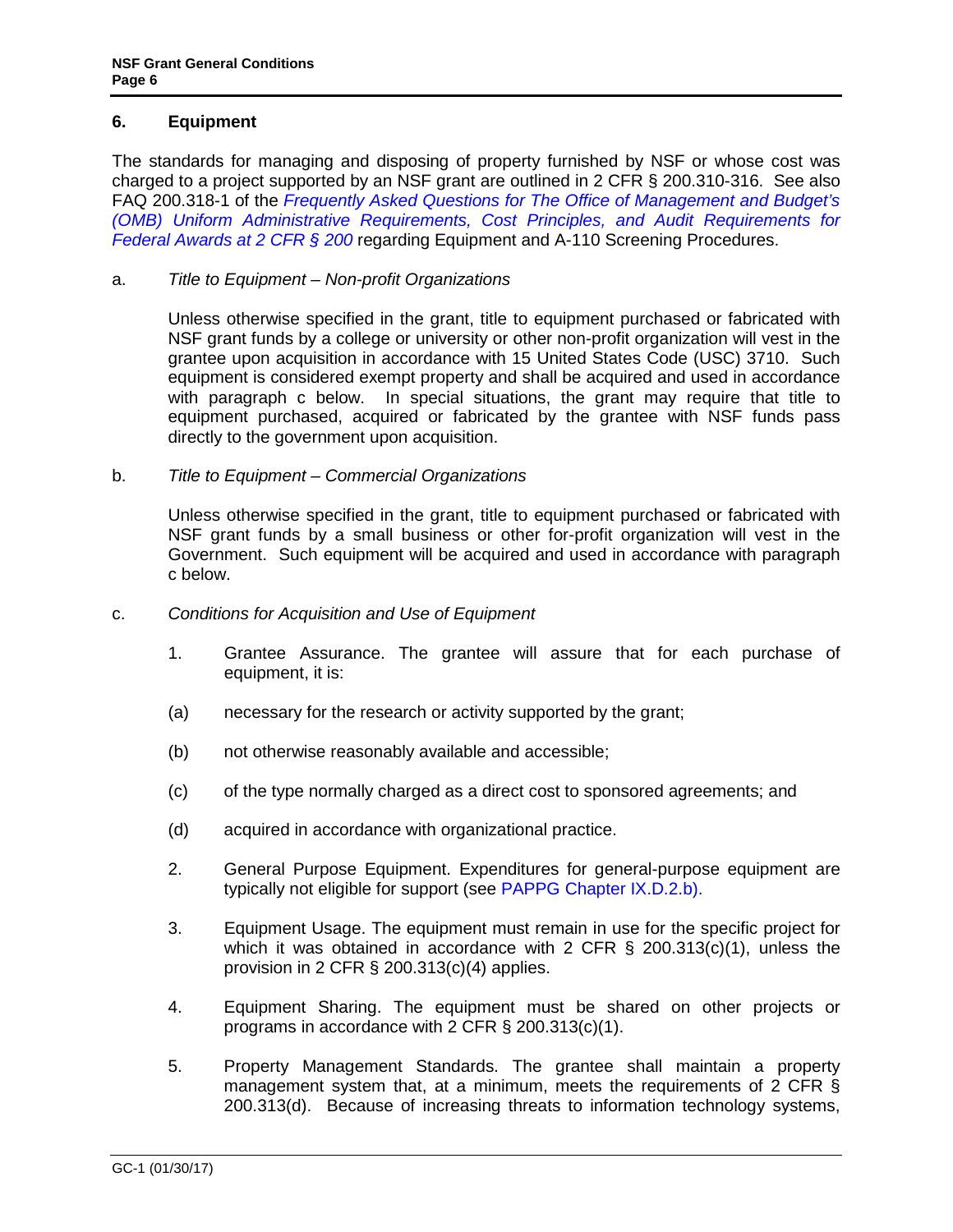## 6. Equipment

The standards for managing and disposing of property furnished by NSF or whose cost was charged to a project supported by an NSF grant are outlined in 2 CFR § 200.310-316. See also FAQ 200.318-1 of the *Frequently Asked Questions for The Office of Management and Budget's (OMB) Uniform Administrative Requirements, Cost Principles, and Audit Requirements for Federal Awards at 2 CFR § 200* regarding Equipment and A-110 Screening Procedures.

a. *Title to Equipment – Non-profit Organizations*

Unless otherwise specified in the grant, title to equipment purchased or fabricated with NSF grant funds by a college or university or other non-profit organization will vest in the grantee upon acquisition in accordance with 15 United States Code (USC) 3710. Such equipment is considered exempt property and shall be acquired and used in accordance with paragraph c below. In special situations, the grant may require that title to equipment purchased, acquired or fabricated by the grantee with NSF funds pass directly to the government upon acquisition.

b. *Title to Equipment – Commercial Organizations*

Unless otherwise specified in the grant, title to equipment purchased or fabricated with NSF grant funds by a small business or other for-profit organization will vest in the Government. Such equipment will be acquired and used in accordance with paragraph c below.

c. *Conditions for Acquisition and Use of Equipment*

1. Grantee Assurance. The grantee will assure that for each purchase of equipment, it is:

(a) necessary for the research or activity supported by the grant;

(b) not otherwise reasonably available and accessible;

(c) of the type normally charged as a direct cost to sponsored agreements; and

(d) acquired in accordance with organizational practice.

2. General Purpose Equipment. Expenditures for general-purpose equipment are typically not eligible for support (see PAPPG Chapter IX.D.2.b).

3. Equipment Usage. The equipment must remain in use for the specific project for which it was obtained in accordance with 2 CFR § 200.313(c)(1), unless the provision in 2 CFR § 200.313(c)(4) applies.

4. Equipment Sharing. The equipment must be shared on other projects or programs in accordance with 2 CFR § 200.313(c)(1).

5. Property Management Standards. The grantee shall maintain a property management system that, at a minimum, meets the requirements of 2 CFR § 200.313(d). Because of increasing threats to information technology systems,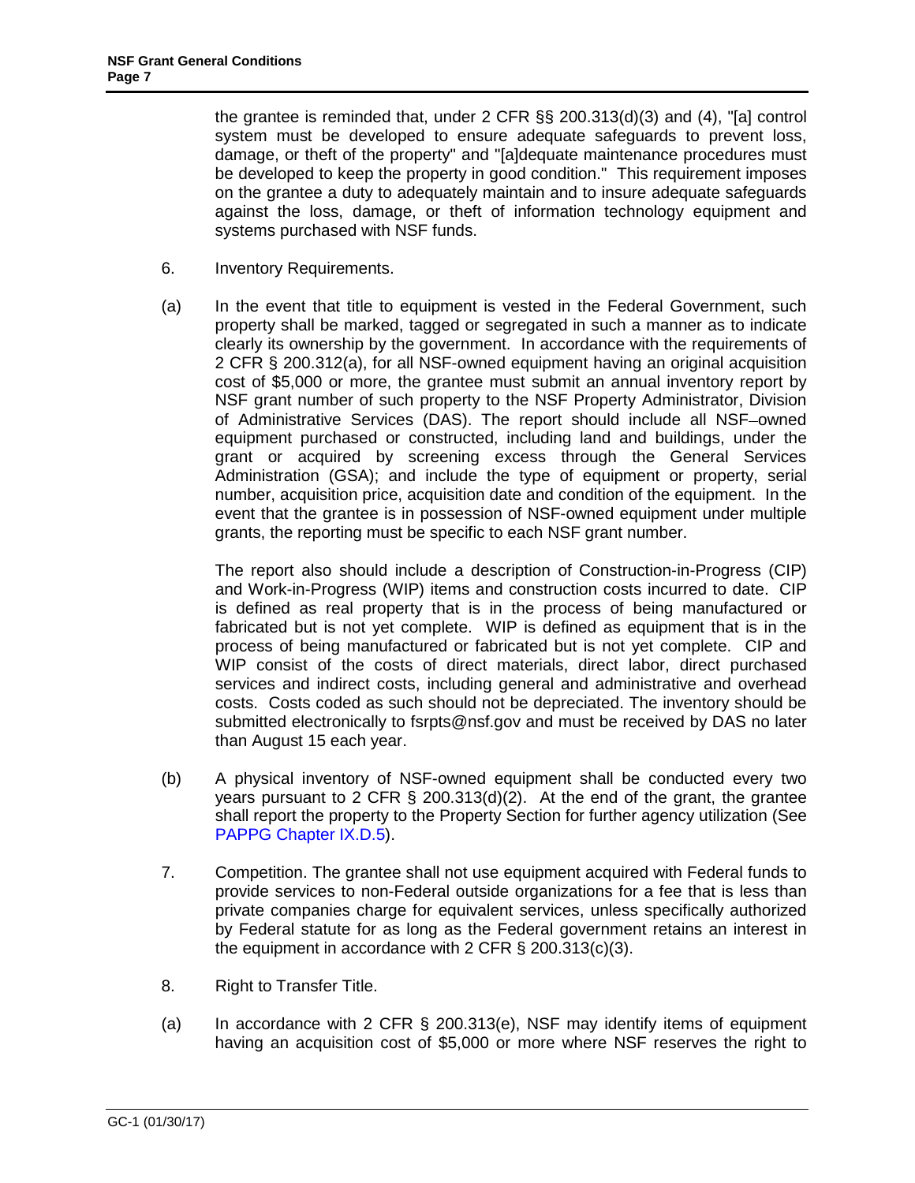the grantee is reminded that, under 2 CFR §§ 200.313(d)(3) and (4), "[a] control system must be developed to ensure adequate safeguards to prevent loss, damage, or theft of the property" and "[a]dequate maintenance procedures must be developed to keep the property in good condition." This requirement imposes on the grantee a duty to adequately maintain and to insure adequate safeguards against the loss, damage, or theft of information technology equipment and systems purchased with NSF funds.

6. Inventory Requirements.

(a) In the event that title to equipment is vested in the Federal Government, such property shall be marked, tagged or segregated in such a manner as to indicate clearly its ownership by the government. In accordance with the requirements of 2 CFR § 200.312(a), for all NSF-owned equipment having an original acquisition cost of $5,000 or more, the grantee must submit an annual inventory report by NSF grant number of such property to the NSF Property Administrator, Division of Administrative Services (DAS). The report should include all NSF‑owned equipment purchased or constructed, including land and buildings, under the grant or acquired by screening excess through the General Services Administration (GSA); and include the type of equipment or property, serial number, acquisition price, acquisition date and condition of the equipment. In the event that the grantee is in possession of NSF-owned equipment under multiple grants, the reporting must be specific to each NSF grant number.

The report also should include a description of Construction-in-Progress (CIP) and Work-in-Progress (WIP) items and construction costs incurred to date. CIP is defined as real property that is in the process of being manufactured or fabricated but is not yet complete. WIP is defined as equipment that is in the process of being manufactured or fabricated but is not yet complete. CIP and WIP consist of the costs of direct materials, direct labor, direct purchased services and indirect costs, including general and administrative and overhead costs. Costs coded as such should not be depreciated. The inventory should be submitted electronically to fsrpts@nsf.gov and must be received by DAS no later than August 15 each year.

(b) A physical inventory of NSF-owned equipment shall be conducted every two years pursuant to 2 CFR § 200.313(d)(2). At the end of the grant, the grantee shall report the property to the Property Section for further agency utilization (See PAPPG Chapter IX.D.5).

7. Competition. The grantee shall not use equipment acquired with Federal funds to provide services to non-Federal outside organizations for a fee that is less than private companies charge for equivalent services, unless specifically authorized by Federal statute for as long as the Federal government retains an interest in the equipment in accordance with 2 CFR § 200.313(c)(3).

8. Right to Transfer Title.

(a) In accordance with 2 CFR § 200.313(e), NSF may identify items of equipment having an acquisition cost of $5,000 or more where NSF reserves the right to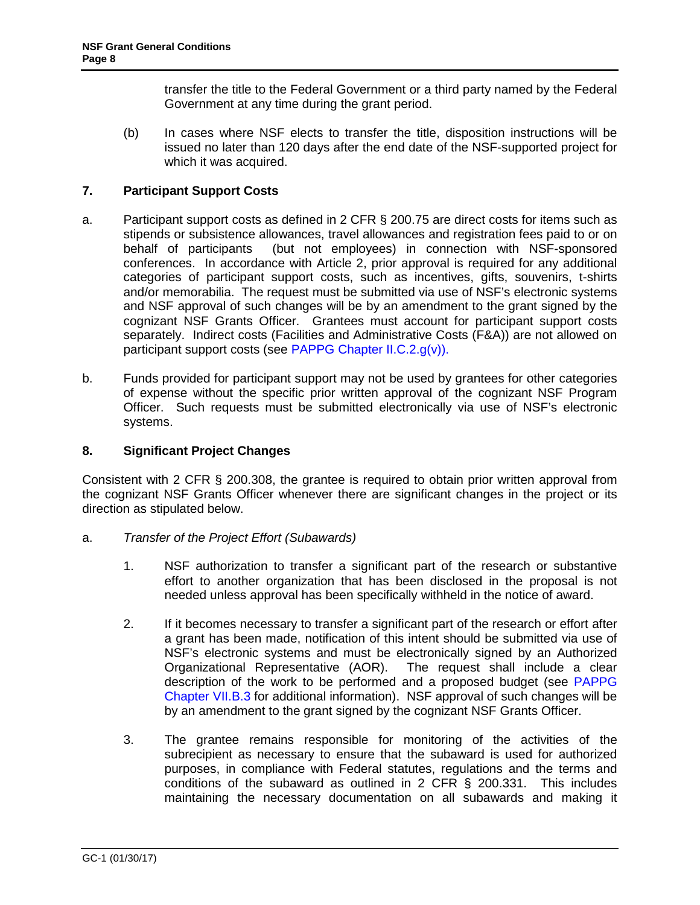transfer the title to the Federal Government or a third party named by the Federal Government at any time during the grant period.

(b) In cases where NSF elects to transfer the title, disposition instructions will be issued no later than 120 days after the end date of the NSF-supported project for which it was acquired.

## 7. Participant Support Costs

a. Participant support costs as defined in 2 CFR § 200.75 are direct costs for items such as stipends or subsistence allowances, travel allowances and registration fees paid to or on behalf of participants (but not employees) in connection with NSF-sponsored conferences. In accordance with Article 2, prior approval is required for any additional categories of participant support costs, such as incentives, gifts, souvenirs, t-shirts and/or memorabilia. The request must be submitted via use of NSF's electronic systems and NSF approval of such changes will be by an amendment to the grant signed by the cognizant NSF Grants Officer. Grantees must account for participant support costs separately. Indirect costs (Facilities and Administrative Costs (F&A)) are not allowed on participant support costs (see PAPPG Chapter II.C.2.g(v)).

b. Funds provided for participant support may not be used by grantees for other categories of expense without the specific prior written approval of the cognizant NSF Program Officer. Such requests must be submitted electronically via use of NSF's electronic systems.

## 8. Significant Project Changes

Consistent with 2 CFR § 200.308, the grantee is required to obtain prior written approval from the cognizant NSF Grants Officer whenever there are significant changes in the project or its direction as stipulated below.

a. *Transfer of the Project Effort (Subawards)*

1. NSF authorization to transfer a significant part of the research or substantive effort to another organization that has been disclosed in the proposal is not needed unless approval has been specifically withheld in the notice of award.

2. If it becomes necessary to transfer a significant part of the research or effort after a grant has been made, notification of this intent should be submitted via use of NSF's electronic systems and must be electronically signed by an Authorized Organizational Representative (AOR). The request shall include a clear description of the work to be performed and a proposed budget (see PAPPG Chapter VII.B.3 for additional information). NSF approval of such changes will be by an amendment to the grant signed by the cognizant NSF Grants Officer.

3. The grantee remains responsible for monitoring of the activities of the subrecipient as necessary to ensure that the subaward is used for authorized purposes, in compliance with Federal statutes, regulations and the terms and conditions of the subaward as outlined in 2 CFR § 200.331. This includes maintaining the necessary documentation on all subawards and making it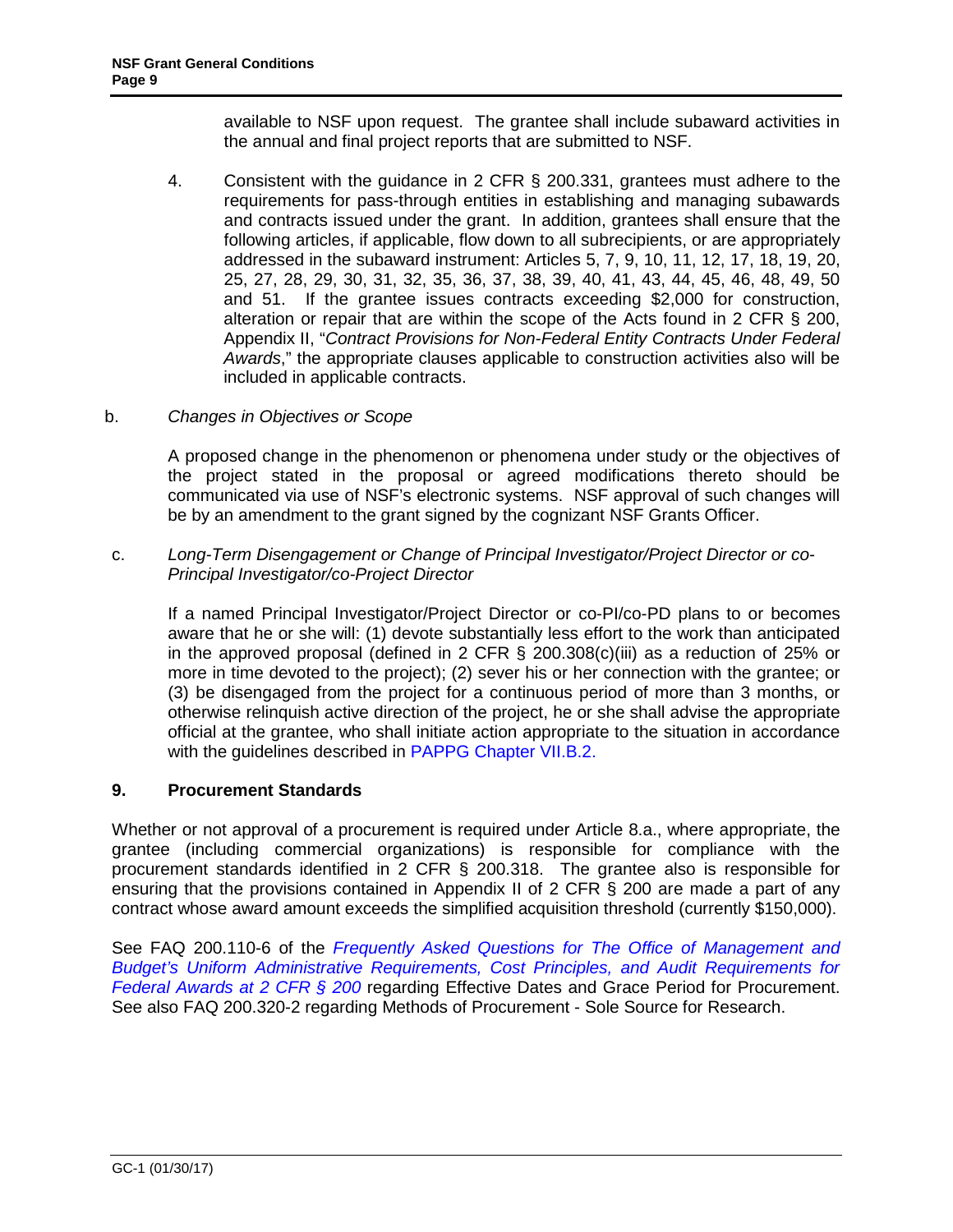available to NSF upon request. The grantee shall include subaward activities in the annual and final project reports that are submitted to NSF.

4. Consistent with the guidance in 2 CFR § 200.331, grantees must adhere to the requirements for pass-through entities in establishing and managing subawards and contracts issued under the grant. In addition, grantees shall ensure that the following articles, if applicable, flow down to all subrecipients, or are appropriately addressed in the subaward instrument: Articles 5, 7, 9, 10, 11, 12, 17, 18, 19, 20, 25, 27, 28, 29, 30, 31, 32, 35, 36, 37, 38, 39, 40, 41, 43, 44, 45, 46, 48, 49, 50 and 51. If the grantee issues contracts exceeding $2,000 for construction, alteration or repair that are within the scope of the Acts found in 2 CFR § 200, Appendix II, "*Contract Provisions for Non-Federal Entity Contracts Under Federal Awards*," the appropriate clauses applicable to construction activities also will be included in applicable contracts.

b. *Changes in Objectives or Scope*

A proposed change in the phenomenon or phenomena under study or the objectives of the project stated in the proposal or agreed modifications thereto should be communicated via use of NSF's electronic systems. NSF approval of such changes will be by an amendment to the grant signed by the cognizant NSF Grants Officer.

c. *Long-Term Disengagement or Change of Principal Investigator/Project Director or co-Principal Investigator/co-Project Director*

If a named Principal Investigator/Project Director or co-PI/co-PD plans to or becomes aware that he or she will: (1) devote substantially less effort to the work than anticipated in the approved proposal (defined in 2 CFR § 200.308(c)(iii) as a reduction of 25% or more in time devoted to the project); (2) sever his or her connection with the grantee; or (3) be disengaged from the project for a continuous period of more than 3 months, or otherwise relinquish active direction of the project, he or she shall advise the appropriate official at the grantee, who shall initiate action appropriate to the situation in accordance with the guidelines described in PAPPG Chapter VII.B.2.

## 9. Procurement Standards

Whether or not approval of a procurement is required under Article 8.a., where appropriate, the grantee (including commercial organizations) is responsible for compliance with the procurement standards identified in 2 CFR § 200.318. The grantee also is responsible for ensuring that the provisions contained in Appendix II of 2 CFR § 200 are made a part of any contract whose award amount exceeds the simplified acquisition threshold (currently $150,000).

See FAQ 200.110-6 of the *Frequently Asked Questions for The Office of Management and Budget's Uniform Administrative Requirements, Cost Principles, and Audit Requirements for Federal Awards at 2 CFR § 200* regarding Effective Dates and Grace Period for Procurement. See also FAQ 200.320-2 regarding Methods of Procurement - Sole Source for Research.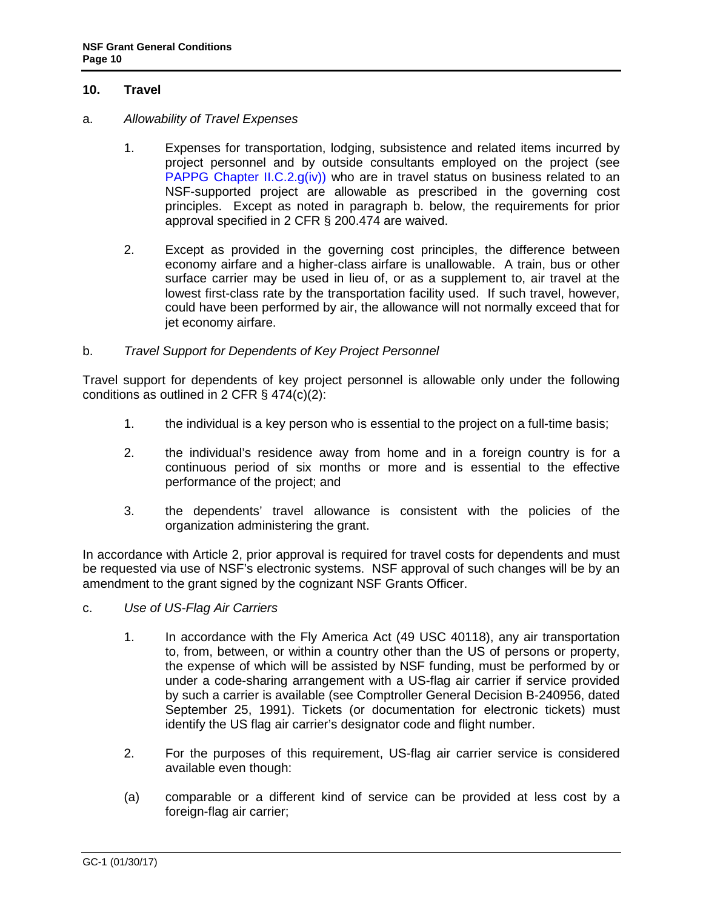## 10. Travel

a. *Allowability of Travel Expenses*

1. Expenses for transportation, lodging, subsistence and related items incurred by project personnel and by outside consultants employed on the project (see PAPPG Chapter II.C.2.g(iv)) who are in travel status on business related to an NSF-supported project are allowable as prescribed in the governing cost principles. Except as noted in paragraph b. below, the requirements for prior approval specified in 2 CFR § 200.474 are waived.

2. Except as provided in the governing cost principles, the difference between economy airfare and a higher-class airfare is unallowable. A train, bus or other surface carrier may be used in lieu of, or as a supplement to, air travel at the lowest first-class rate by the transportation facility used. If such travel, however, could have been performed by air, the allowance will not normally exceed that for jet economy airfare.

b. *Travel Support for Dependents of Key Project Personnel*

Travel support for dependents of key project personnel is allowable only under the following conditions as outlined in 2 CFR § 474(c)(2):

1. the individual is a key person who is essential to the project on a full-time basis;

2. the individual's residence away from home and in a foreign country is for a continuous period of six months or more and is essential to the effective performance of the project; and

3. the dependents' travel allowance is consistent with the policies of the organization administering the grant.

In accordance with Article 2, prior approval is required for travel costs for dependents and must be requested via use of NSF's electronic systems. NSF approval of such changes will be by an amendment to the grant signed by the cognizant NSF Grants Officer.

c. *Use of US-Flag Air Carriers*

1. In accordance with the Fly America Act (49 USC 40118), any air transportation to, from, between, or within a country other than the US of persons or property, the expense of which will be assisted by NSF funding, must be performed by or under a code-sharing arrangement with a US-flag air carrier if service provided by such a carrier is available (see Comptroller General Decision B-240956, dated September 25, 1991). Tickets (or documentation for electronic tickets) must identify the US flag air carrier's designator code and flight number.

2. For the purposes of this requirement, US-flag air carrier service is considered available even though:

(a) comparable or a different kind of service can be provided at less cost by a foreign-flag air carrier;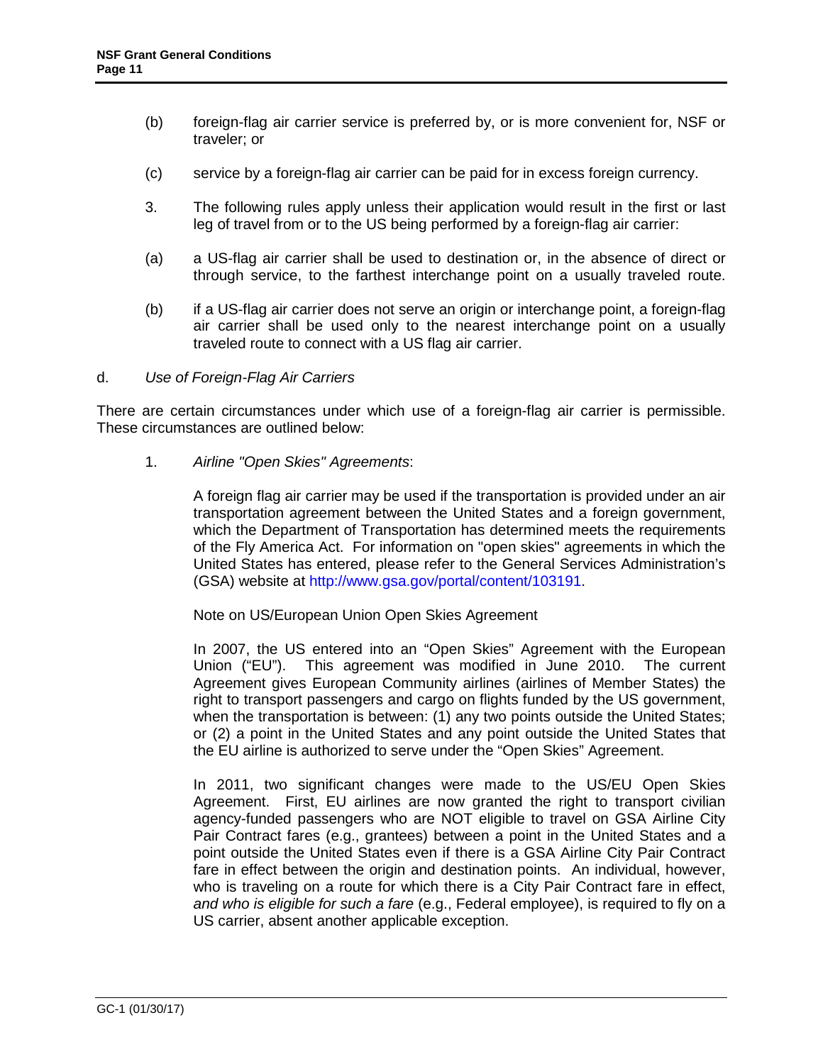(b) foreign-flag air carrier service is preferred by, or is more convenient for, NSF or traveler; or

(c) service by a foreign-flag air carrier can be paid for in excess foreign currency.

3. The following rules apply unless their application would result in the first or last leg of travel from or to the US being performed by a foreign-flag air carrier:

(a) a US-flag air carrier shall be used to destination or, in the absence of direct or through service, to the farthest interchange point on a usually traveled route.

(b) if a US-flag air carrier does not serve an origin or interchange point, a foreign-flag air carrier shall be used only to the nearest interchange point on a usually traveled route to connect with a US flag air carrier.

d. *Use of Foreign-Flag Air Carriers*

There are certain circumstances under which use of a foreign-flag air carrier is permissible. These circumstances are outlined below:

1. *Airline "Open Skies" Agreements*:

A foreign flag air carrier may be used if the transportation is provided under an air transportation agreement between the United States and a foreign government, which the Department of Transportation has determined meets the requirements of the Fly America Act. For information on "open skies" agreements in which the United States has entered, please refer to the General Services Administration's (GSA) website at http://www.gsa.gov/portal/content/103191.

Note on US/European Union Open Skies Agreement

In 2007, the US entered into an "Open Skies" Agreement with the European Union ("EU"). This agreement was modified in June 2010. The current Agreement gives European Community airlines (airlines of Member States) the right to transport passengers and cargo on flights funded by the US government, when the transportation is between: (1) any two points outside the United States; or (2) a point in the United States and any point outside the United States that the EU airline is authorized to serve under the "Open Skies" Agreement.

In 2011, two significant changes were made to the US/EU Open Skies Agreement. First, EU airlines are now granted the right to transport civilian agency-funded passengers who are NOT eligible to travel on GSA Airline City Pair Contract fares (e.g., grantees) between a point in the United States and a point outside the United States even if there is a GSA Airline City Pair Contract fare in effect between the origin and destination points. An individual, however, who is traveling on a route for which there is a City Pair Contract fare in effect, *and who is eligible for such a fare* (e.g., Federal employee), is required to fly on a US carrier, absent another applicable exception.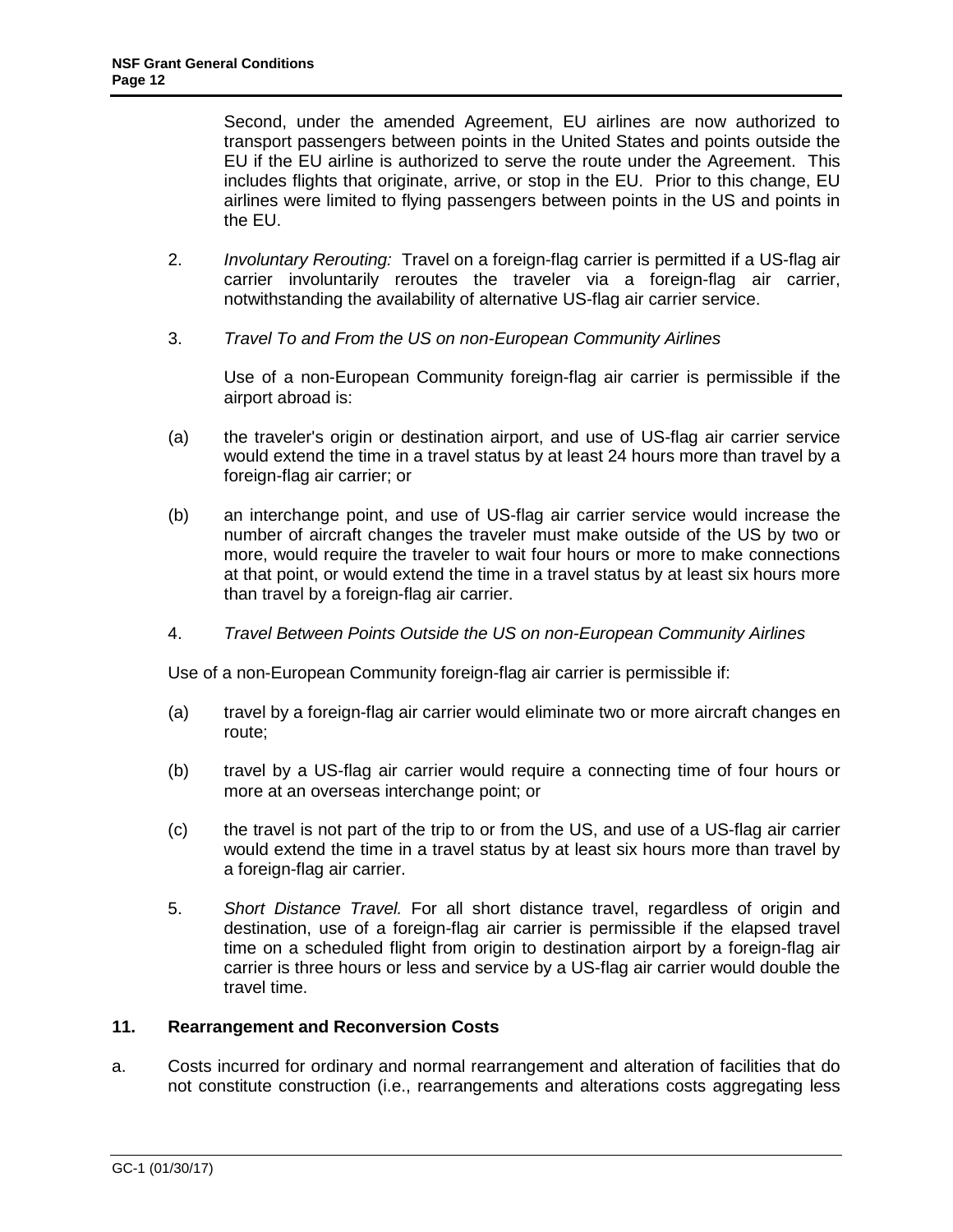Second, under the amended Agreement, EU airlines are now authorized to transport passengers between points in the United States and points outside the EU if the EU airline is authorized to serve the route under the Agreement. This includes flights that originate, arrive, or stop in the EU. Prior to this change, EU airlines were limited to flying passengers between points in the US and points in the EU.

2. *Involuntary Rerouting:* Travel on a foreign-flag carrier is permitted if a US-flag air carrier involuntarily reroutes the traveler via a foreign-flag air carrier, notwithstanding the availability of alternative US-flag air carrier service.

3. *Travel To and From the US on non-European Community Airlines*

   Use of a non-European Community foreign-flag air carrier is permissible if the airport abroad is:

   (a) the traveler's origin or destination airport, and use of US-flag air carrier service would extend the time in a travel status by at least 24 hours more than travel by a foreign-flag air carrier; or

   (b) an interchange point, and use of US-flag air carrier service would increase the number of aircraft changes the traveler must make outside of the US by two or more, would require the traveler to wait four hours or more to make connections at that point, or would extend the time in a travel status by at least six hours more than travel by a foreign-flag air carrier.

4. *Travel Between Points Outside the US on non-European Community Airlines*

   Use of a non-European Community foreign-flag air carrier is permissible if:

   (a) travel by a foreign-flag air carrier would eliminate two or more aircraft changes en route;

   (b) travel by a US-flag air carrier would require a connecting time of four hours or more at an overseas interchange point; or

   (c) the travel is not part of the trip to or from the US, and use of a US-flag air carrier would extend the time in a travel status by at least six hours more than travel by a foreign-flag air carrier.

5. *Short Distance Travel.* For all short distance travel, regardless of origin and destination, use of a foreign-flag air carrier is permissible if the elapsed travel time on a scheduled flight from origin to destination airport by a foreign-flag air carrier is three hours or less and service by a US-flag air carrier would double the travel time.

## 11. Rearrangement and Reconversion Costs

a. Costs incurred for ordinary and normal rearrangement and alteration of facilities that do not constitute construction (i.e., rearrangements and alterations costs aggregating less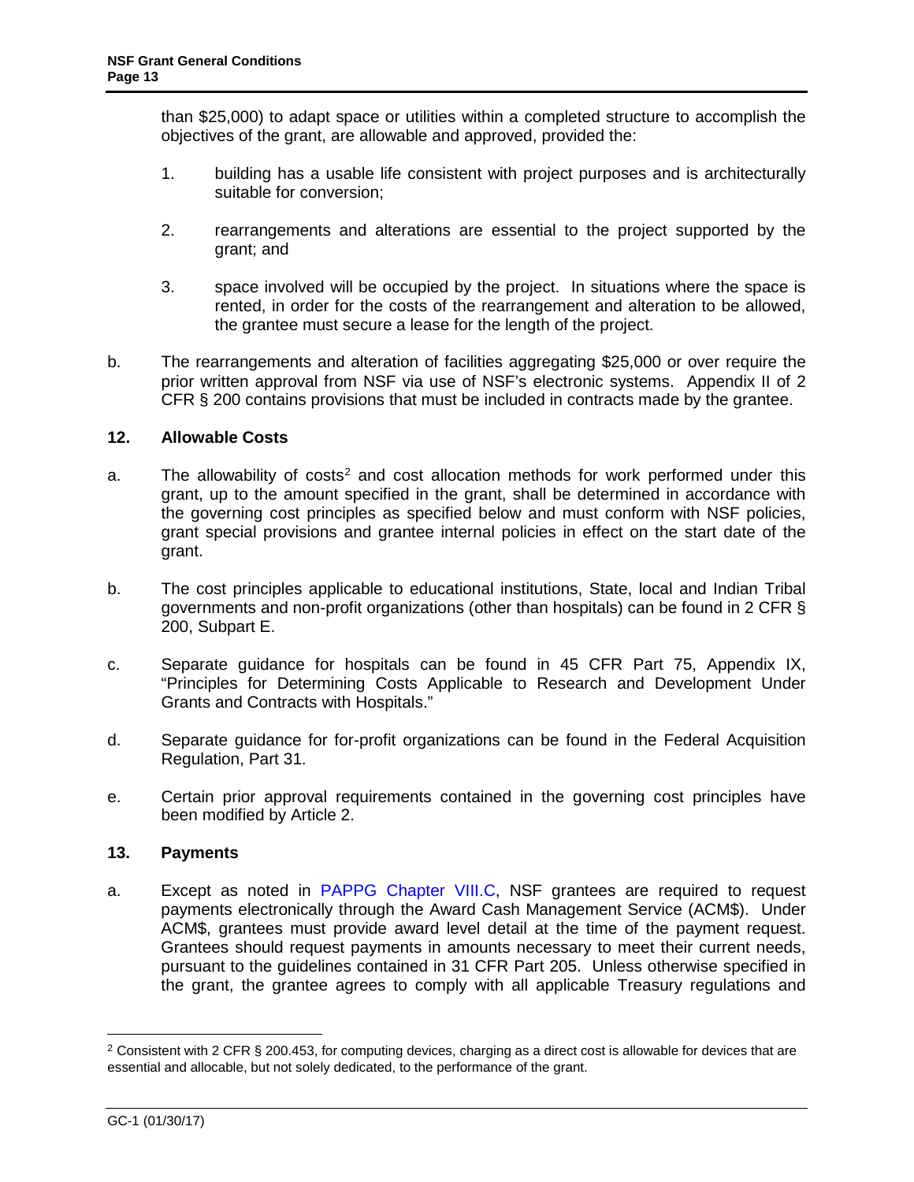than $25,000) to adapt space or utilities within a completed structure to accomplish the objectives of the grant, are allowable and approved, provided the:

1. building has a usable life consistent with project purposes and is architecturally suitable for conversion;

2. rearrangements and alterations are essential to the project supported by the grant; and

3. space involved will be occupied by the project. In situations where the space is rented, in order for the costs of the rearrangement and alteration to be allowed, the grantee must secure a lease for the length of the project.

b. The rearrangements and alteration of facilities aggregating $25,000 or over require the prior written approval from NSF via use of NSF's electronic systems. Appendix II of 2 CFR § 200 contains provisions that must be included in contracts made by the grantee.

### 12. Allowable Costs

a. The allowability of costs[2] and cost allocation methods for work performed under this grant, up to the amount specified in the grant, shall be determined in accordance with the governing cost principles as specified below and must conform with NSF policies, grant special provisions and grantee internal policies in effect on the start date of the grant.

b. The cost principles applicable to educational institutions, State, local and Indian Tribal governments and non-profit organizations (other than hospitals) can be found in 2 CFR § 200, Subpart E.

c. Separate guidance for hospitals can be found in 45 CFR Part 75, Appendix IX, "Principles for Determining Costs Applicable to Research and Development Under Grants and Contracts with Hospitals."

d. Separate guidance for for-profit organizations can be found in the Federal Acquisition Regulation, Part 31.

e. Certain prior approval requirements contained in the governing cost principles have been modified by Article 2.

### 13. Payments

a. Except as noted in PAPPG Chapter VIII.C, NSF grantees are required to request payments electronically through the Award Cash Management Service (ACM$). Under ACM$, grantees must provide award level detail at the time of the payment request. Grantees should request payments in amounts necessary to meet their current needs, pursuant to the guidelines contained in 31 CFR Part 205. Unless otherwise specified in the grant, the grantee agrees to comply with all applicable Treasury regulations and

---

[2] Consistent with 2 CFR § 200.453, for computing devices, charging as a direct cost is allowable for devices that are essential and allocable, but not solely dedicated, to the performance of the grant.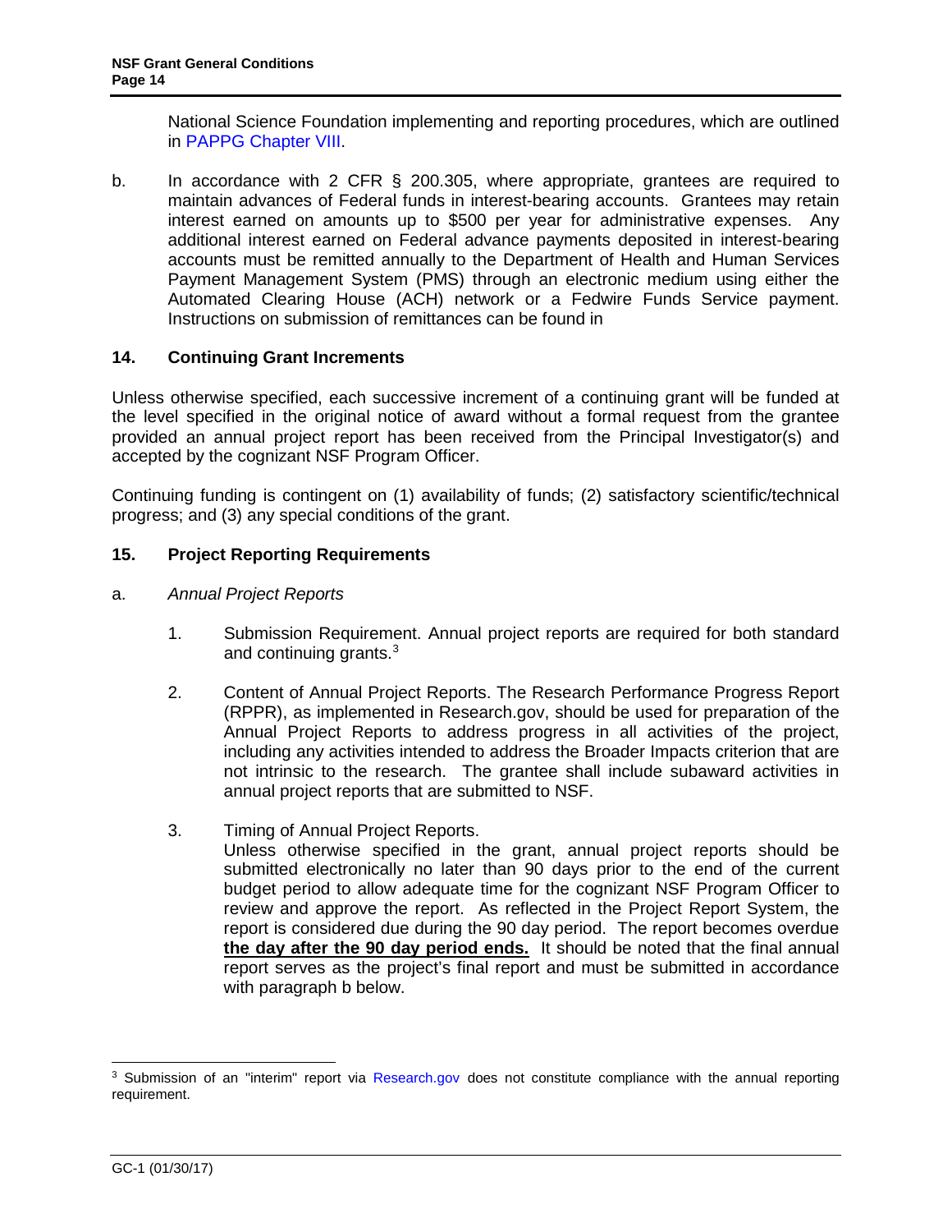National Science Foundation implementing and reporting procedures, which are outlined in PAPPG Chapter VIII.

b. In accordance with 2 CFR § 200.305, where appropriate, grantees are required to maintain advances of Federal funds in interest-bearing accounts. Grantees may retain interest earned on amounts up to $500 per year for administrative expenses. Any additional interest earned on Federal advance payments deposited in interest-bearing accounts must be remitted annually to the Department of Health and Human Services Payment Management System (PMS) through an electronic medium using either the Automated Clearing House (ACH) network or a Fedwire Funds Service payment. Instructions on submission of remittances can be found in

## 14. Continuing Grant Increments

Unless otherwise specified, each successive increment of a continuing grant will be funded at the level specified in the original notice of award without a formal request from the grantee provided an annual project report has been received from the Principal Investigator(s) and accepted by the cognizant NSF Program Officer.

Continuing funding is contingent on (1) availability of funds; (2) satisfactory scientific/technical progress; and (3) any special conditions of the grant.

## 15. Project Reporting Requirements

a. *Annual Project Reports*

1. Submission Requirement. Annual project reports are required for both standard and continuing grants.[3]

2. Content of Annual Project Reports. The Research Performance Progress Report (RPPR), as implemented in Research.gov, should be used for preparation of the Annual Project Reports to address progress in all activities of the project, including any activities intended to address the Broader Impacts criterion that are not intrinsic to the research. The grantee shall include subaward activities in annual project reports that are submitted to NSF.

3. Timing of Annual Project Reports.
Unless otherwise specified in the grant, annual project reports should be submitted electronically no later than 90 days prior to the end of the current budget period to allow adequate time for the cognizant NSF Program Officer to review and approve the report. As reflected in the Project Report System, the report is considered due during the 90 day period. The report becomes overdue **the day after the 90 day period ends.** It should be noted that the final annual report serves as the project's final report and must be submitted in accordance with paragraph b below.

---

[3] Submission of an "interim" report via Research.gov does not constitute compliance with the annual reporting requirement.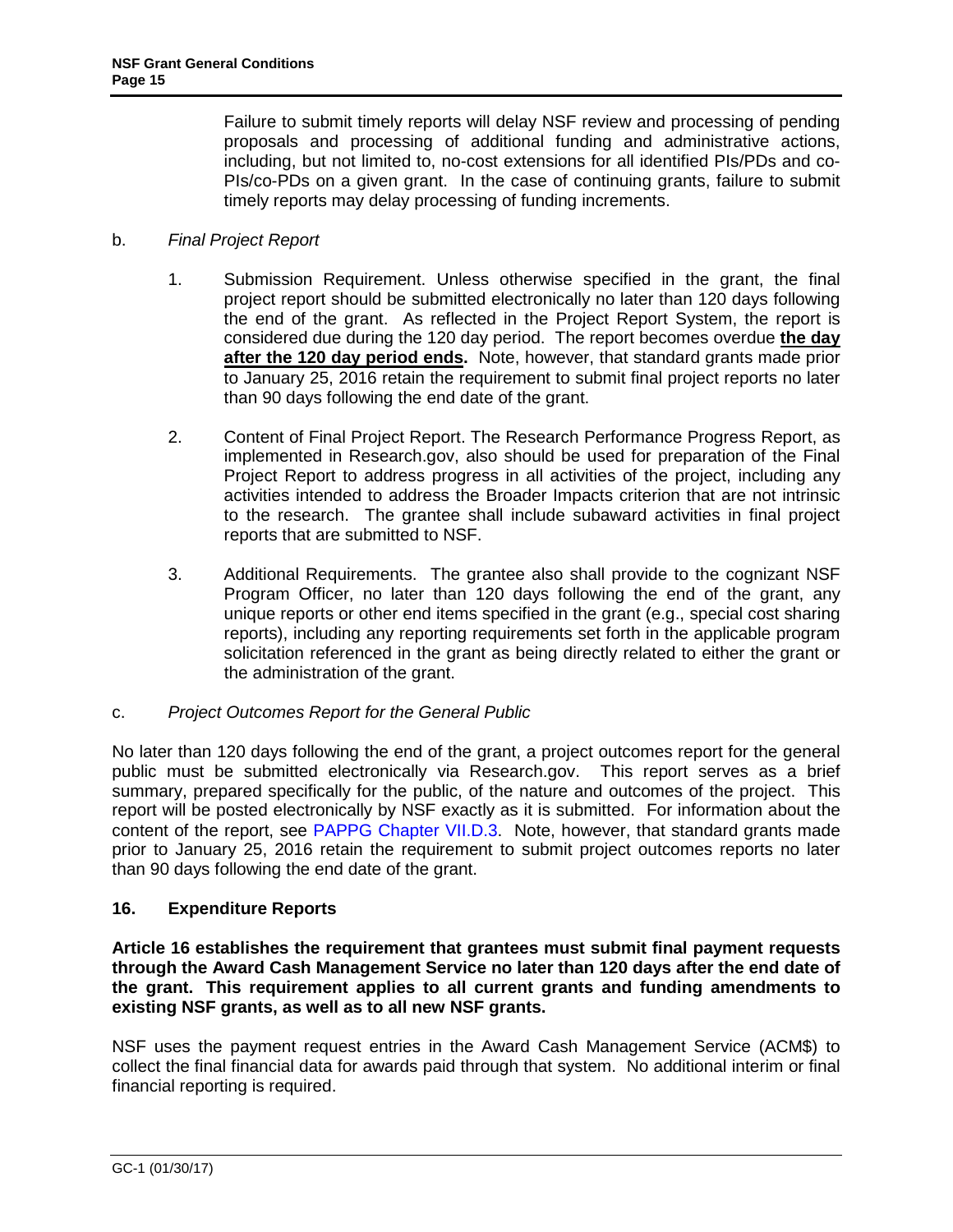Failure to submit timely reports will delay NSF review and processing of pending proposals and processing of additional funding and administrative actions, including, but not limited to, no-cost extensions for all identified PIs/PDs and co-PIs/co-PDs on a given grant. In the case of continuing grants, failure to submit timely reports may delay processing of funding increments.

b. *Final Project Report*

1. Submission Requirement. Unless otherwise specified in the grant, the final project report should be submitted electronically no later than 120 days following the end of the grant. As reflected in the Project Report System, the report is considered due during the 120 day period. The report becomes overdue **the day after the 120 day period ends.** Note, however, that standard grants made prior to January 25, 2016 retain the requirement to submit final project reports no later than 90 days following the end date of the grant.

2. Content of Final Project Report. The Research Performance Progress Report, as implemented in Research.gov, also should be used for preparation of the Final Project Report to address progress in all activities of the project, including any activities intended to address the Broader Impacts criterion that are not intrinsic to the research. The grantee shall include subaward activities in final project reports that are submitted to NSF.

3. Additional Requirements. The grantee also shall provide to the cognizant NSF Program Officer, no later than 120 days following the end of the grant, any unique reports or other end items specified in the grant (e.g., special cost sharing reports), including any reporting requirements set forth in the applicable program solicitation referenced in the grant as being directly related to either the grant or the administration of the grant.

c. *Project Outcomes Report for the General Public*

No later than 120 days following the end of the grant, a project outcomes report for the general public must be submitted electronically via Research.gov. This report serves as a brief summary, prepared specifically for the public, of the nature and outcomes of the project. This report will be posted electronically by NSF exactly as it is submitted. For information about the content of the report, see PAPPG Chapter VII.D.3. Note, however, that standard grants made prior to January 25, 2016 retain the requirement to submit project outcomes reports no later than 90 days following the end date of the grant.

### 16. Expenditure Reports

**Article 16 establishes the requirement that grantees must submit final payment requests through the Award Cash Management Service no later than 120 days after the end date of the grant. This requirement applies to all current grants and funding amendments to existing NSF grants, as well as to all new NSF grants.**

NSF uses the payment request entries in the Award Cash Management Service (ACM$) to collect the final financial data for awards paid through that system. No additional interim or final financial reporting is required.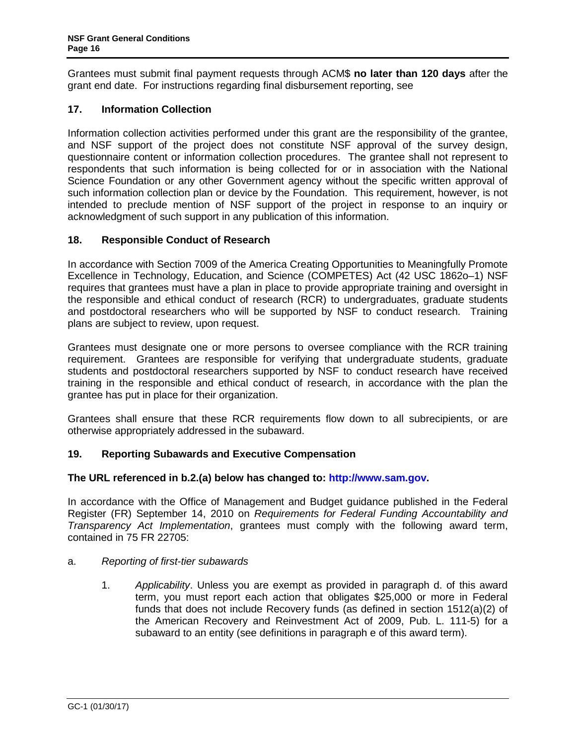Grantees must submit final payment requests through ACM$ **no later than 120 days** after the grant end date. For instructions regarding final disbursement reporting, see

## 17. Information Collection

Information collection activities performed under this grant are the responsibility of the grantee, and NSF support of the project does not constitute NSF approval of the survey design, questionnaire content or information collection procedures. The grantee shall not represent to respondents that such information is being collected for or in association with the National Science Foundation or any other Government agency without the specific written approval of such information collection plan or device by the Foundation. This requirement, however, is not intended to preclude mention of NSF support of the project in response to an inquiry or acknowledgment of such support in any publication of this information.

## 18. Responsible Conduct of Research

In accordance with Section 7009 of the America Creating Opportunities to Meaningfully Promote Excellence in Technology, Education, and Science (COMPETES) Act (42 USC 1862o–1) NSF requires that grantees must have a plan in place to provide appropriate training and oversight in the responsible and ethical conduct of research (RCR) to undergraduates, graduate students and postdoctoral researchers who will be supported by NSF to conduct research. Training plans are subject to review, upon request.

Grantees must designate one or more persons to oversee compliance with the RCR training requirement. Grantees are responsible for verifying that undergraduate students, graduate students and postdoctoral researchers supported by NSF to conduct research have received training in the responsible and ethical conduct of research, in accordance with the plan the grantee has put in place for their organization.

Grantees shall ensure that these RCR requirements flow down to all subrecipients, or are otherwise appropriately addressed in the subaward.

## 19. Reporting Subawards and Executive Compensation

**The URL referenced in b.2.(a) below has changed to: http://www.sam.gov.**

In accordance with the Office of Management and Budget guidance published in the Federal Register (FR) September 14, 2010 on *Requirements for Federal Funding Accountability and Transparency Act Implementation*, grantees must comply with the following award term, contained in 75 FR 22705:

a. *Reporting of first-tier subawards*

   1. *Applicability*. Unless you are exempt as provided in paragraph d. of this award term, you must report each action that obligates $25,000 or more in Federal funds that does not include Recovery funds (as defined in section 1512(a)(2) of the American Recovery and Reinvestment Act of 2009, Pub. L. 111-5) for a subaward to an entity (see definitions in paragraph e of this award term).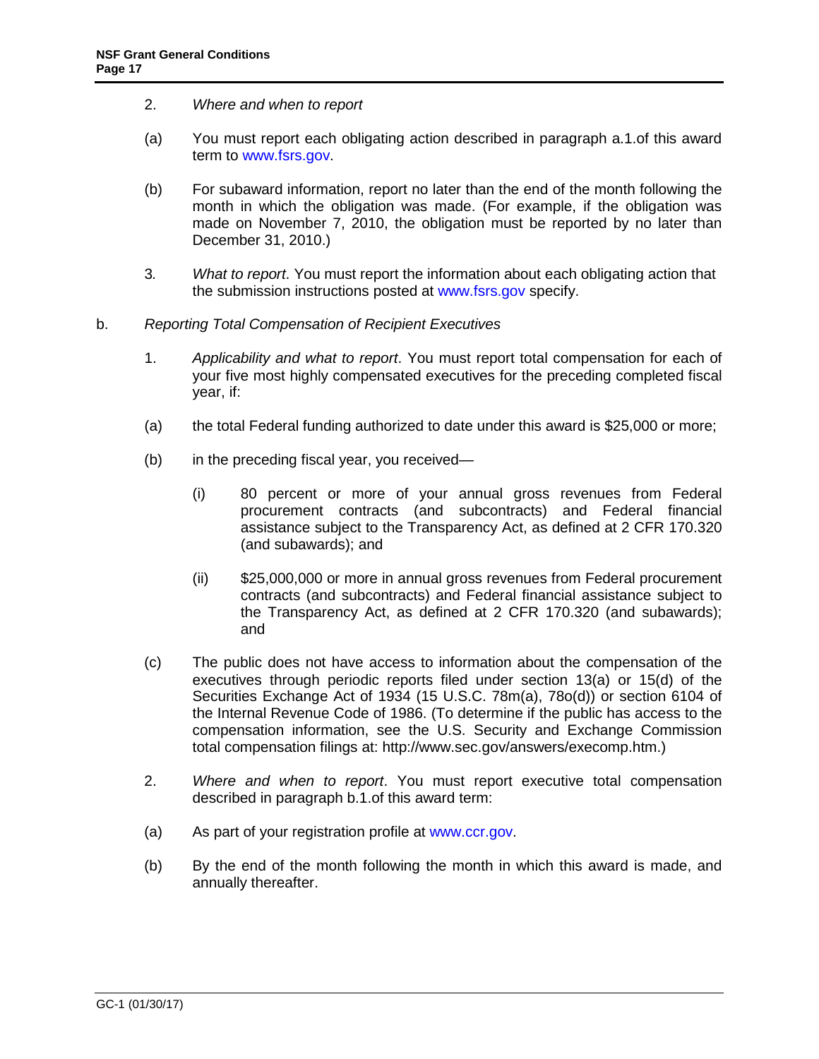2. *Where and when to report*

(a) You must report each obligating action described in paragraph a.1.of this award term to www.fsrs.gov.

(b) For subaward information, report no later than the end of the month following the month in which the obligation was made. (For example, if the obligation was made on November 7, 2010, the obligation must be reported by no later than December 31, 2010.)

3. *What to report*. You must report the information about each obligating action that the submission instructions posted at www.fsrs.gov specify.

b. *Reporting Total Compensation of Recipient Executives*

1. *Applicability and what to report*. You must report total compensation for each of your five most highly compensated executives for the preceding completed fiscal year, if:

(a) the total Federal funding authorized to date under this award is $25,000 or more;

(b) in the preceding fiscal year, you received—

(i) 80 percent or more of your annual gross revenues from Federal procurement contracts (and subcontracts) and Federal financial assistance subject to the Transparency Act, as defined at 2 CFR 170.320 (and subawards); and

(ii) $25,000,000 or more in annual gross revenues from Federal procurement contracts (and subcontracts) and Federal financial assistance subject to the Transparency Act, as defined at 2 CFR 170.320 (and subawards); and

(c) The public does not have access to information about the compensation of the executives through periodic reports filed under section 13(a) or 15(d) of the Securities Exchange Act of 1934 (15 U.S.C. 78m(a), 78o(d)) or section 6104 of the Internal Revenue Code of 1986. (To determine if the public has access to the compensation information, see the U.S. Security and Exchange Commission total compensation filings at: http://www.sec.gov/answers/execomp.htm.)

2. *Where and when to report*. You must report executive total compensation described in paragraph b.1.of this award term:

(a) As part of your registration profile at www.ccr.gov.

(b) By the end of the month following the month in which this award is made, and annually thereafter.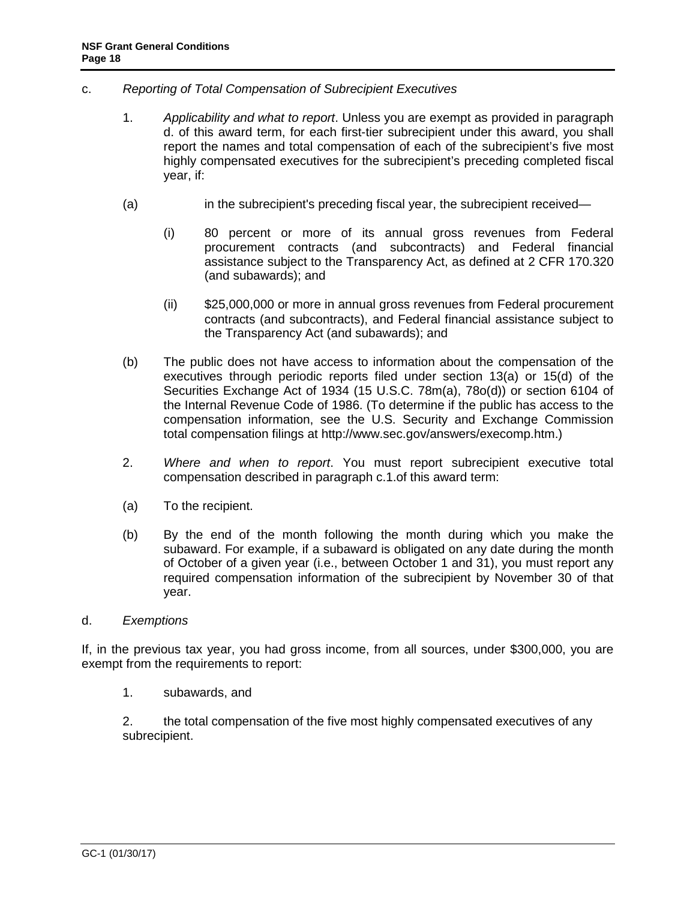c. *Reporting of Total Compensation of Subrecipient Executives*

1. *Applicability and what to report*. Unless you are exempt as provided in paragraph d. of this award term, for each first-tier subrecipient under this award, you shall report the names and total compensation of each of the subrecipient's five most highly compensated executives for the subrecipient's preceding completed fiscal year, if:

(a) in the subrecipient's preceding fiscal year, the subrecipient received—

(i) 80 percent or more of its annual gross revenues from Federal procurement contracts (and subcontracts) and Federal financial assistance subject to the Transparency Act, as defined at 2 CFR 170.320 (and subawards); and

(ii) $25,000,000 or more in annual gross revenues from Federal procurement contracts (and subcontracts), and Federal financial assistance subject to the Transparency Act (and subawards); and

(b) The public does not have access to information about the compensation of the executives through periodic reports filed under section 13(a) or 15(d) of the Securities Exchange Act of 1934 (15 U.S.C. 78m(a), 78o(d)) or section 6104 of the Internal Revenue Code of 1986. (To determine if the public has access to the compensation information, see the U.S. Security and Exchange Commission total compensation filings at http://www.sec.gov/answers/execomp.htm.)

2. *Where and when to report*. You must report subrecipient executive total compensation described in paragraph c.1.of this award term:

(a) To the recipient.

(b) By the end of the month following the month during which you make the subaward. For example, if a subaward is obligated on any date during the month of October of a given year (i.e., between October 1 and 31), you must report any required compensation information of the subrecipient by November 30 of that year.

d. *Exemptions*

If, in the previous tax year, you had gross income, from all sources, under $300,000, you are exempt from the requirements to report:

1. subawards, and

2. the total compensation of the five most highly compensated executives of any subrecipient.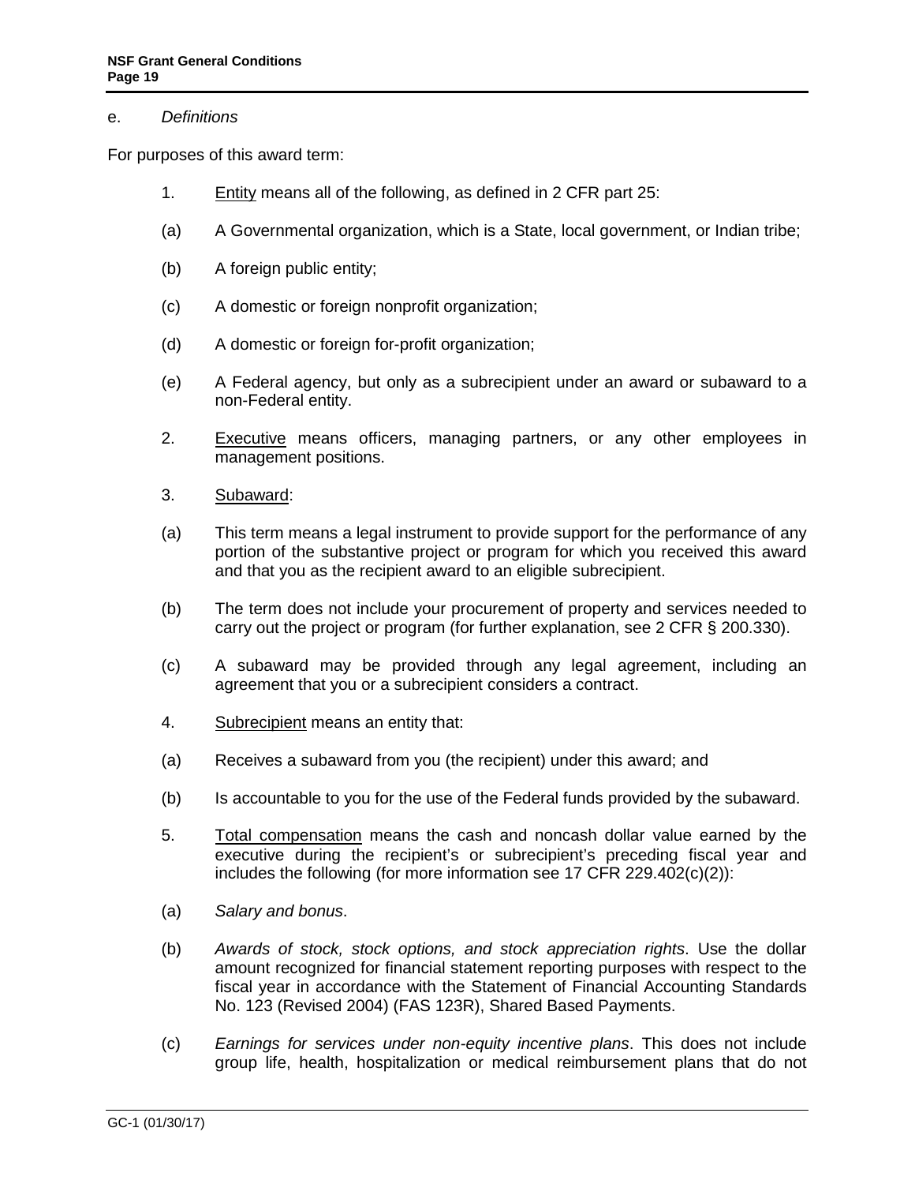e. *Definitions*

For purposes of this award term:

1. Entity means all of the following, as defined in 2 CFR part 25:

(a) A Governmental organization, which is a State, local government, or Indian tribe;

(b) A foreign public entity;

(c) A domestic or foreign nonprofit organization;

(d) A domestic or foreign for-profit organization;

(e) A Federal agency, but only as a subrecipient under an award or subaward to a non-Federal entity.

2. Executive means officers, managing partners, or any other employees in management positions.

3. Subaward:

(a) This term means a legal instrument to provide support for the performance of any portion of the substantive project or program for which you received this award and that you as the recipient award to an eligible subrecipient.

(b) The term does not include your procurement of property and services needed to carry out the project or program (for further explanation, see 2 CFR § 200.330).

(c) A subaward may be provided through any legal agreement, including an agreement that you or a subrecipient considers a contract.

4. Subrecipient means an entity that:

(a) Receives a subaward from you (the recipient) under this award; and

(b) Is accountable to you for the use of the Federal funds provided by the subaward.

5. Total compensation means the cash and noncash dollar value earned by the executive during the recipient's or subrecipient's preceding fiscal year and includes the following (for more information see 17 CFR 229.402(c)(2)):

(a) *Salary and bonus*.

(b) *Awards of stock, stock options, and stock appreciation rights*. Use the dollar amount recognized for financial statement reporting purposes with respect to the fiscal year in accordance with the Statement of Financial Accounting Standards No. 123 (Revised 2004) (FAS 123R), Shared Based Payments.

(c) *Earnings for services under non-equity incentive plans*. This does not include group life, health, hospitalization or medical reimbursement plans that do not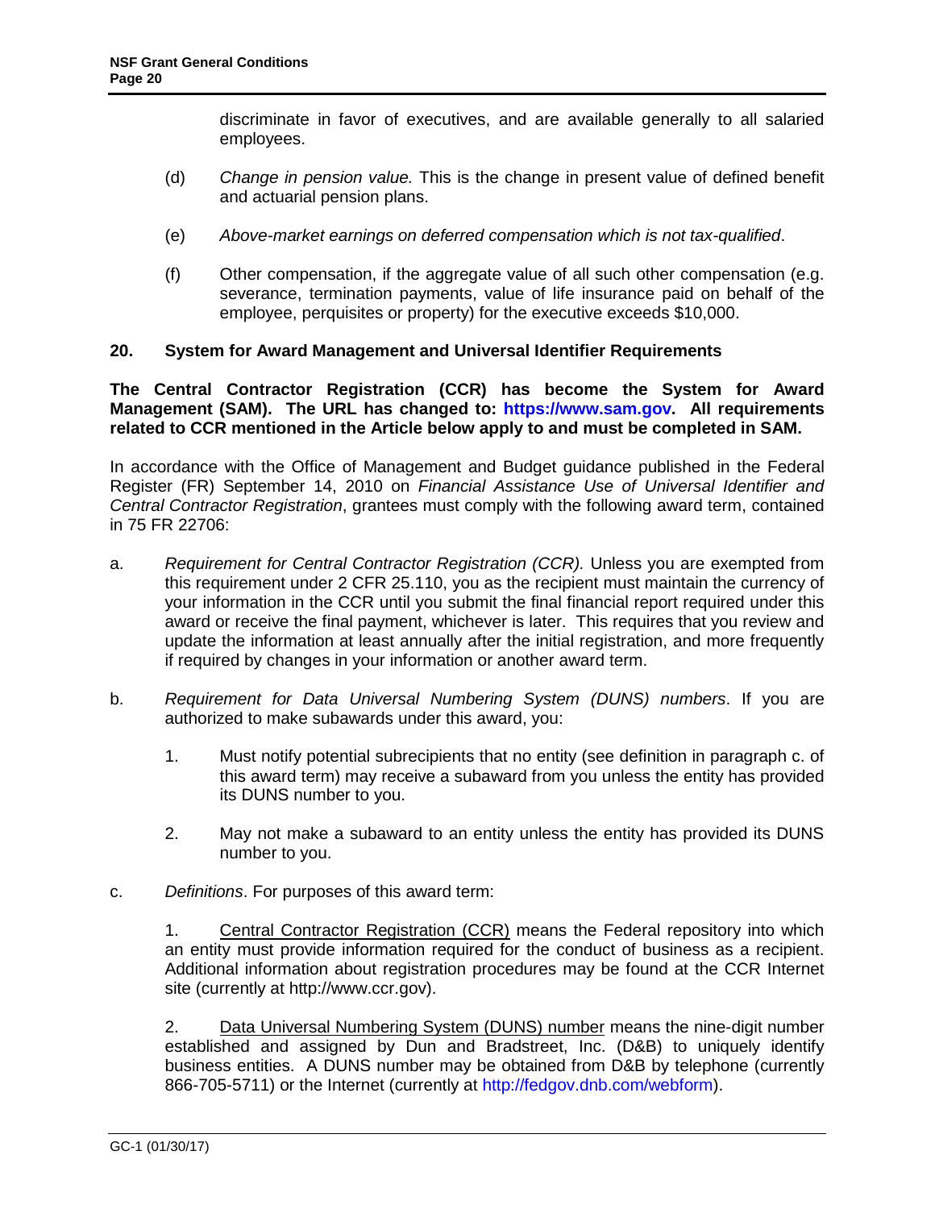discriminate in favor of executives, and are available generally to all salaried employees.

(d) *Change in pension value.* This is the change in present value of defined benefit and actuarial pension plans.

(e) *Above-market earnings on deferred compensation which is not tax-qualified*.

(f) Other compensation, if the aggregate value of all such other compensation (e.g. severance, termination payments, value of life insurance paid on behalf of the employee, perquisites or property) for the executive exceeds $10,000.

## 20. System for Award Management and Universal Identifier Requirements

**The Central Contractor Registration (CCR) has become the System for Award Management (SAM). The URL has changed to: https://www.sam.gov. All requirements related to CCR mentioned in the Article below apply to and must be completed in SAM.**

In accordance with the Office of Management and Budget guidance published in the Federal Register (FR) September 14, 2010 on *Financial Assistance Use of Universal Identifier and Central Contractor Registration*, grantees must comply with the following award term, contained in 75 FR 22706:

a. *Requirement for Central Contractor Registration (CCR).* Unless you are exempted from this requirement under 2 CFR 25.110, you as the recipient must maintain the currency of your information in the CCR until you submit the final financial report required under this award or receive the final payment, whichever is later. This requires that you review and update the information at least annually after the initial registration, and more frequently if required by changes in your information or another award term.

b. *Requirement for Data Universal Numbering System (DUNS) numbers*. If you are authorized to make subawards under this award, you:

1. Must notify potential subrecipients that no entity (see definition in paragraph c. of this award term) may receive a subaward from you unless the entity has provided its DUNS number to you.

2. May not make a subaward to an entity unless the entity has provided its DUNS number to you.

c. *Definitions*. For purposes of this award term:

1. Central Contractor Registration (CCR) means the Federal repository into which an entity must provide information required for the conduct of business as a recipient. Additional information about registration procedures may be found at the CCR Internet site (currently at http://www.ccr.gov).

2. Data Universal Numbering System (DUNS) number means the nine-digit number established and assigned by Dun and Bradstreet, Inc. (D&B) to uniquely identify business entities. A DUNS number may be obtained from D&B by telephone (currently 866-705-5711) or the Internet (currently at http://fedgov.dnb.com/webform).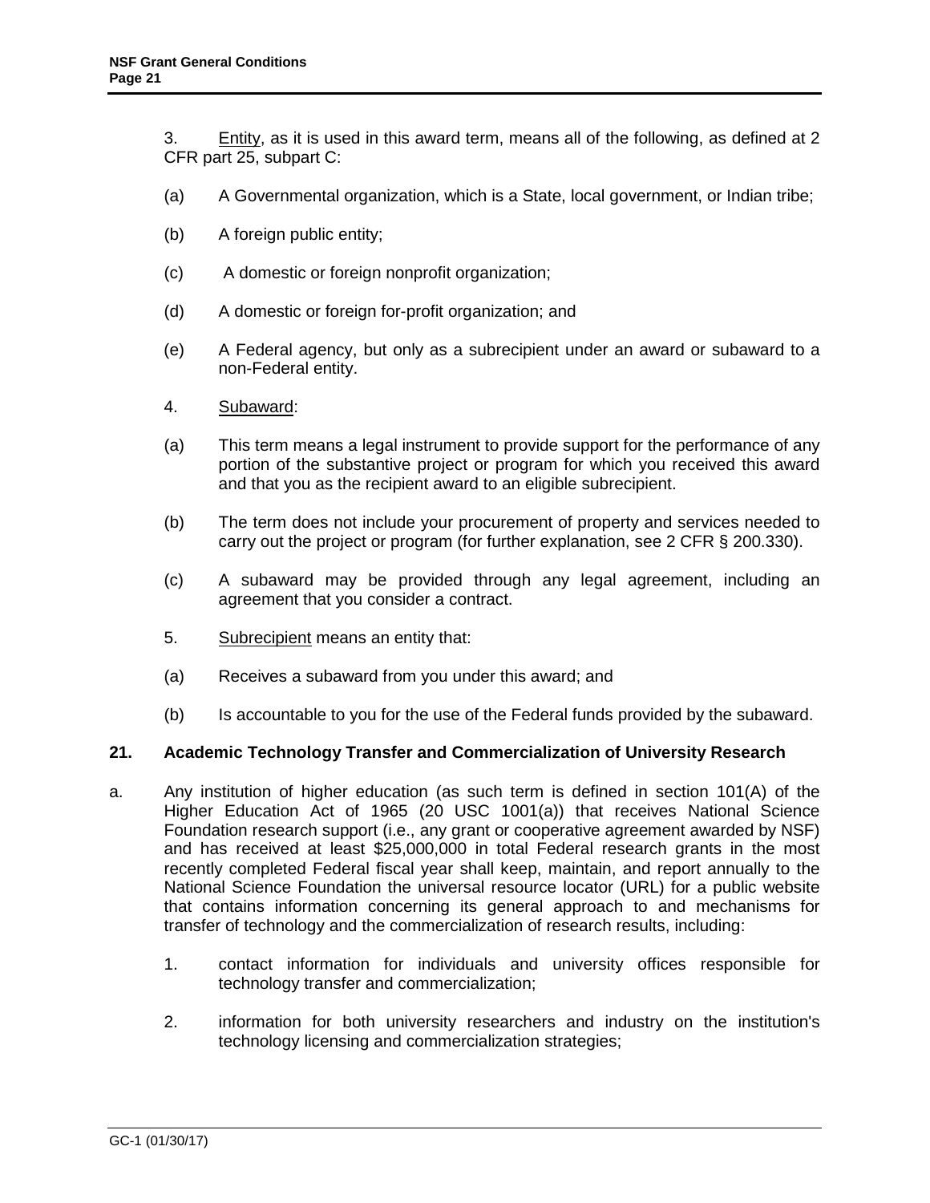3. Entity, as it is used in this award term, means all of the following, as defined at 2 CFR part 25, subpart C:

(a) A Governmental organization, which is a State, local government, or Indian tribe;

(b) A foreign public entity;

(c) A domestic or foreign nonprofit organization;

(d) A domestic or foreign for-profit organization; and

(e) A Federal agency, but only as a subrecipient under an award or subaward to a non-Federal entity.

4. Subaward:

(a) This term means a legal instrument to provide support for the performance of any portion of the substantive project or program for which you received this award and that you as the recipient award to an eligible subrecipient.

(b) The term does not include your procurement of property and services needed to carry out the project or program (for further explanation, see 2 CFR § 200.330).

(c) A subaward may be provided through any legal agreement, including an agreement that you consider a contract.

5. Subrecipient means an entity that:

(a) Receives a subaward from you under this award; and

(b) Is accountable to you for the use of the Federal funds provided by the subaward.

## 21. Academic Technology Transfer and Commercialization of University Research

a. Any institution of higher education (as such term is defined in section 101(A) of the Higher Education Act of 1965 (20 USC 1001(a)) that receives National Science Foundation research support (i.e., any grant or cooperative agreement awarded by NSF) and has received at least $25,000,000 in total Federal research grants in the most recently completed Federal fiscal year shall keep, maintain, and report annually to the National Science Foundation the universal resource locator (URL) for a public website that contains information concerning its general approach to and mechanisms for transfer of technology and the commercialization of research results, including:

1. contact information for individuals and university offices responsible for technology transfer and commercialization;

2. information for both university researchers and industry on the institution's technology licensing and commercialization strategies;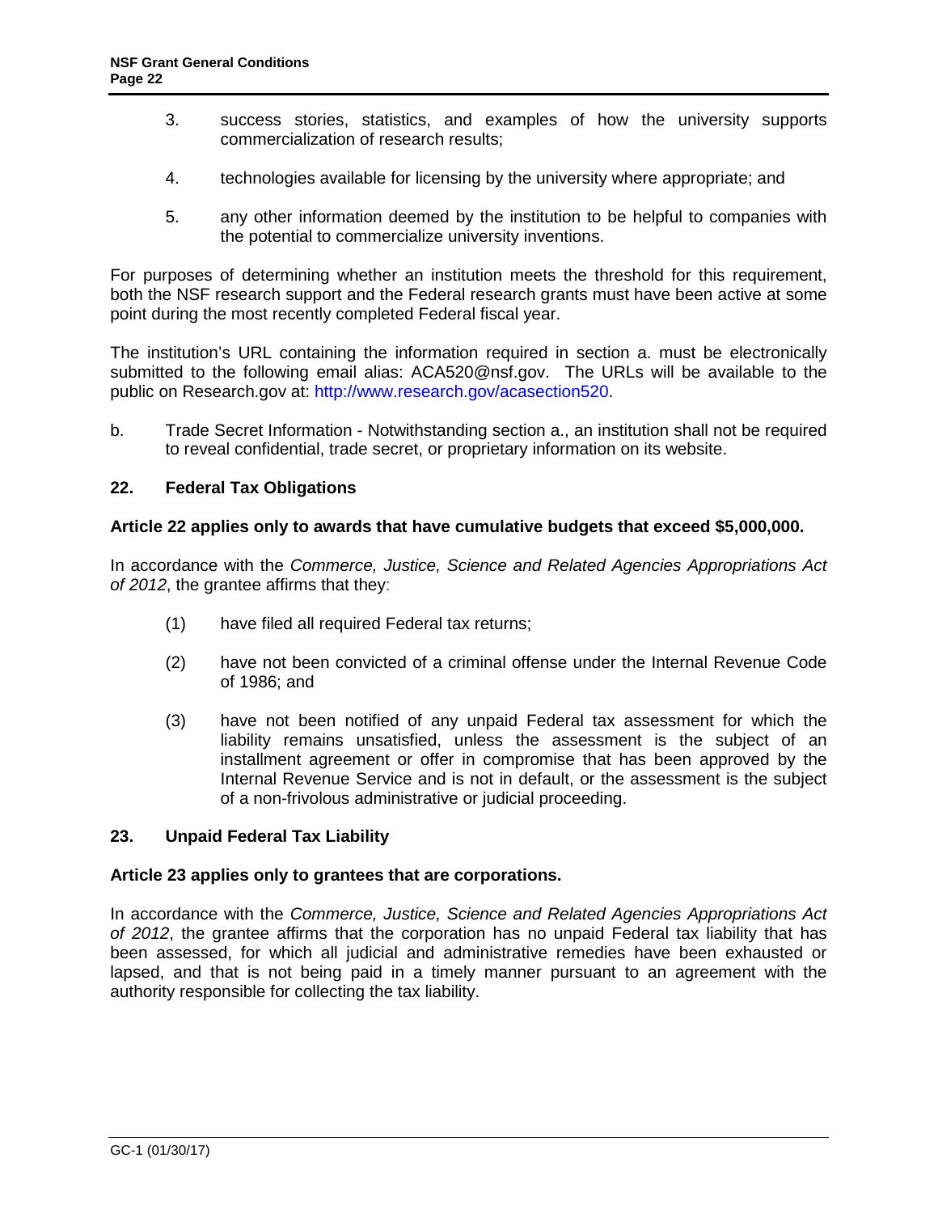3. success stories, statistics, and examples of how the university supports commercialization of research results;

4. technologies available for licensing by the university where appropriate; and

5. any other information deemed by the institution to be helpful to companies with the potential to commercialize university inventions.

For purposes of determining whether an institution meets the threshold for this requirement, both the NSF research support and the Federal research grants must have been active at some point during the most recently completed Federal fiscal year.

The institution's URL containing the information required in section a. must be electronically submitted to the following email alias: ACA520@nsf.gov. The URLs will be available to the public on Research.gov at: http://www.research.gov/acasection520.

b. Trade Secret Information - Notwithstanding section a., an institution shall not be required to reveal confidential, trade secret, or proprietary information on its website.

## 22. Federal Tax Obligations

**Article 22 applies only to awards that have cumulative budgets that exceed $5,000,000.**

In accordance with the *Commerce, Justice, Science and Related Agencies Appropriations Act of 2012*, the grantee affirms that they:

(1) have filed all required Federal tax returns;

(2) have not been convicted of a criminal offense under the Internal Revenue Code of 1986; and

(3) have not been notified of any unpaid Federal tax assessment for which the liability remains unsatisfied, unless the assessment is the subject of an installment agreement or offer in compromise that has been approved by the Internal Revenue Service and is not in default, or the assessment is the subject of a non-frivolous administrative or judicial proceeding.

## 23. Unpaid Federal Tax Liability

**Article 23 applies only to grantees that are corporations.**

In accordance with the *Commerce, Justice, Science and Related Agencies Appropriations Act of 2012*, the grantee affirms that the corporation has no unpaid Federal tax liability that has been assessed, for which all judicial and administrative remedies have been exhausted or lapsed, and that is not being paid in a timely manner pursuant to an agreement with the authority responsible for collecting the tax liability.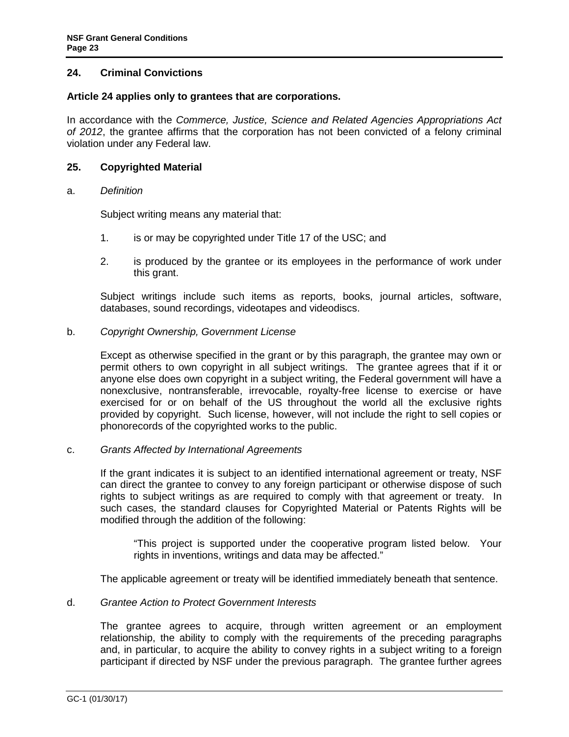## 24. Criminal Convictions

**Article 24 applies only to grantees that are corporations.**

In accordance with the *Commerce, Justice, Science and Related Agencies Appropriations Act of 2012*, the grantee affirms that the corporation has not been convicted of a felony criminal violation under any Federal law.

## 25. Copyrighted Material

a. *Definition*

Subject writing means any material that:

1. is or may be copyrighted under Title 17 of the USC; and
2. is produced by the grantee or its employees in the performance of work under this grant.

Subject writings include such items as reports, books, journal articles, software, databases, sound recordings, videotapes and videodiscs.

b. *Copyright Ownership, Government License*

Except as otherwise specified in the grant or by this paragraph, the grantee may own or permit others to own copyright in all subject writings. The grantee agrees that if it or anyone else does own copyright in a subject writing, the Federal government will have a nonexclusive, nontransferable, irrevocable, royalty-free license to exercise or have exercised for or on behalf of the US throughout the world all the exclusive rights provided by copyright. Such license, however, will not include the right to sell copies or phonorecords of the copyrighted works to the public.

c. *Grants Affected by International Agreements*

If the grant indicates it is subject to an identified international agreement or treaty, NSF can direct the grantee to convey to any foreign participant or otherwise dispose of such rights to subject writings as are required to comply with that agreement or treaty. In such cases, the standard clauses for Copyrighted Material or Patents Rights will be modified through the addition of the following:

> "This project is supported under the cooperative program listed below. Your rights in inventions, writings and data may be affected."

The applicable agreement or treaty will be identified immediately beneath that sentence.

d. *Grantee Action to Protect Government Interests*

The grantee agrees to acquire, through written agreement or an employment relationship, the ability to comply with the requirements of the preceding paragraphs and, in particular, to acquire the ability to convey rights in a subject writing to a foreign participant if directed by NSF under the previous paragraph. The grantee further agrees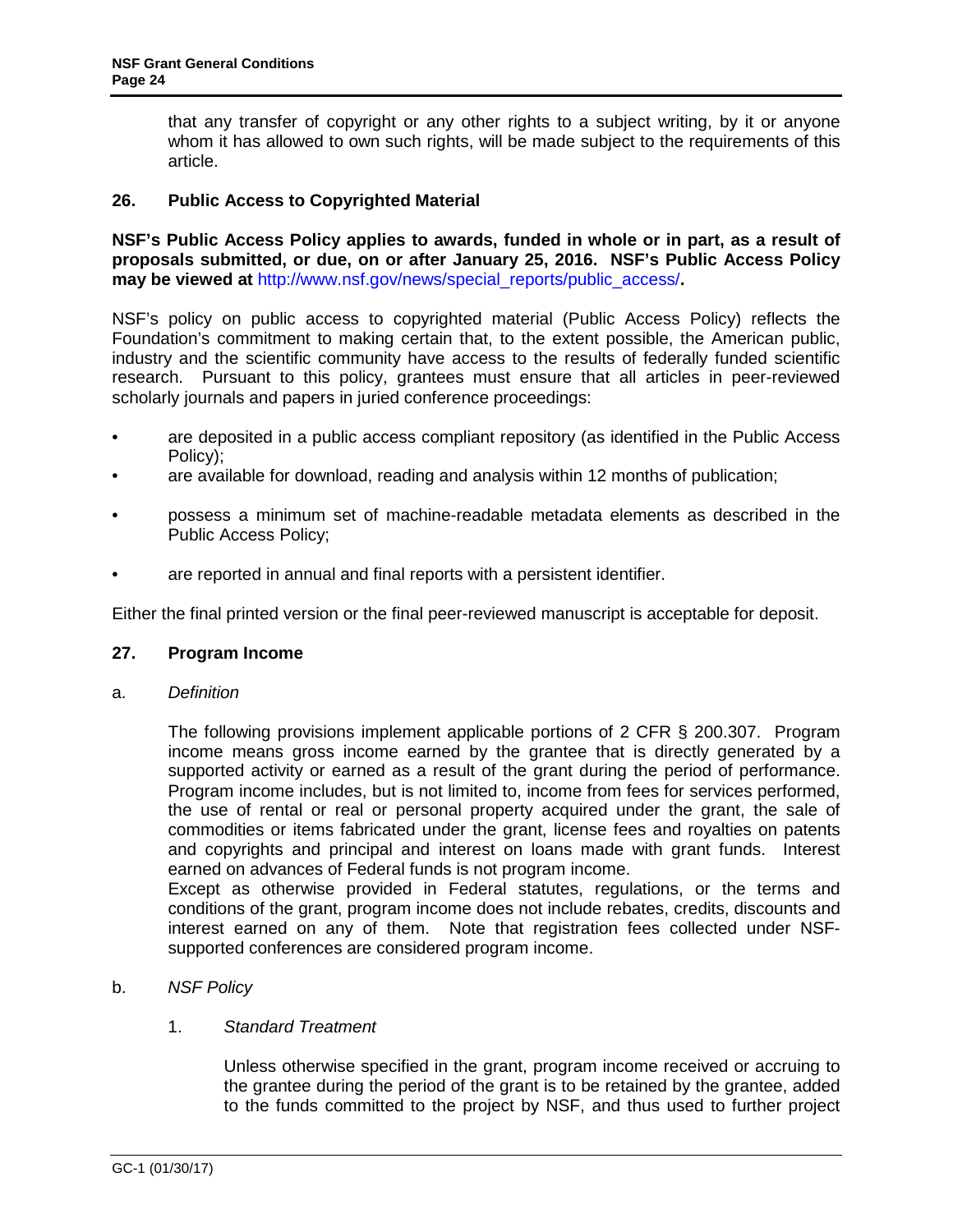that any transfer of copyright or any other rights to a subject writing, by it or anyone whom it has allowed to own such rights, will be made subject to the requirements of this article.

## 26. Public Access to Copyrighted Material

**NSF's Public Access Policy applies to awards, funded in whole or in part, as a result of proposals submitted, or due, on or after January 25, 2016. NSF's Public Access Policy may be viewed at** http://www.nsf.gov/news/special_reports/public_access/**.**

NSF's policy on public access to copyrighted material (Public Access Policy) reflects the Foundation's commitment to making certain that, to the extent possible, the American public, industry and the scientific community have access to the results of federally funded scientific research. Pursuant to this policy, grantees must ensure that all articles in peer-reviewed scholarly journals and papers in juried conference proceedings:

- are deposited in a public access compliant repository (as identified in the Public Access Policy);
- are available for download, reading and analysis within 12 months of publication;
- possess a minimum set of machine-readable metadata elements as described in the Public Access Policy;
- are reported in annual and final reports with a persistent identifier.

Either the final printed version or the final peer-reviewed manuscript is acceptable for deposit.

## 27. Program Income

a. *Definition*

The following provisions implement applicable portions of 2 CFR § 200.307. Program income means gross income earned by the grantee that is directly generated by a supported activity or earned as a result of the grant during the period of performance. Program income includes, but is not limited to, income from fees for services performed, the use of rental or real or personal property acquired under the grant, the sale of commodities or items fabricated under the grant, license fees and royalties on patents and copyrights and principal and interest on loans made with grant funds. Interest earned on advances of Federal funds is not program income.

Except as otherwise provided in Federal statutes, regulations, or the terms and conditions of the grant, program income does not include rebates, credits, discounts and interest earned on any of them. Note that registration fees collected under NSF-supported conferences are considered program income.

b. *NSF Policy*

1. *Standard Treatment*

Unless otherwise specified in the grant, program income received or accruing to the grantee during the period of the grant is to be retained by the grantee, added to the funds committed to the project by NSF, and thus used to further project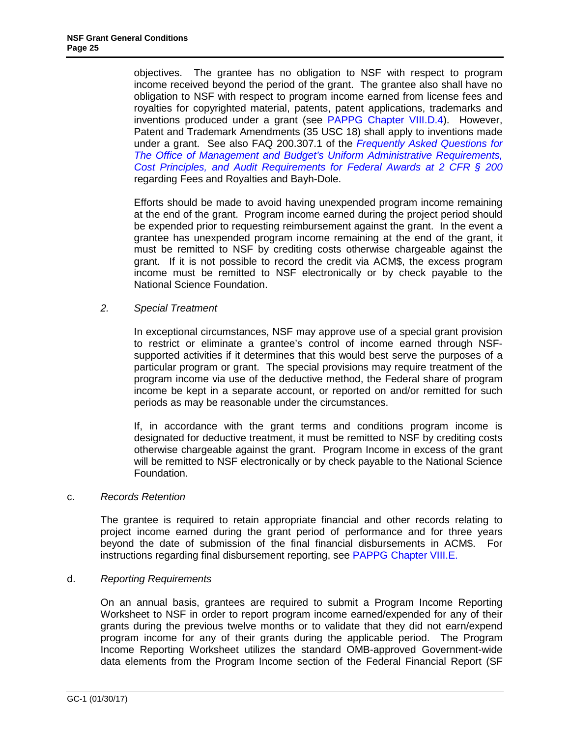objectives. The grantee has no obligation to NSF with respect to program income received beyond the period of the grant. The grantee also shall have no obligation to NSF with respect to program income earned from license fees and royalties for copyrighted material, patents, patent applications, trademarks and inventions produced under a grant (see PAPPG Chapter VIII.D.4). However, Patent and Trademark Amendments (35 USC 18) shall apply to inventions made under a grant. See also FAQ 200.307.1 of the *Frequently Asked Questions for The Office of Management and Budget's Uniform Administrative Requirements, Cost Principles, and Audit Requirements for Federal Awards at 2 CFR § 200* regarding Fees and Royalties and Bayh-Dole.

Efforts should be made to avoid having unexpended program income remaining at the end of the grant. Program income earned during the project period should be expended prior to requesting reimbursement against the grant. In the event a grantee has unexpended program income remaining at the end of the grant, it must be remitted to NSF by crediting costs otherwise chargeable against the grant. If it is not possible to record the credit via ACM$, the excess program income must be remitted to NSF electronically or by check payable to the National Science Foundation.

*2. Special Treatment*

In exceptional circumstances, NSF may approve use of a special grant provision to restrict or eliminate a grantee's control of income earned through NSF-supported activities if it determines that this would best serve the purposes of a particular program or grant. The special provisions may require treatment of the program income via use of the deductive method, the Federal share of program income be kept in a separate account, or reported on and/or remitted for such periods as may be reasonable under the circumstances.

If, in accordance with the grant terms and conditions program income is designated for deductive treatment, it must be remitted to NSF by crediting costs otherwise chargeable against the grant. Program Income in excess of the grant will be remitted to NSF electronically or by check payable to the National Science Foundation.

c. *Records Retention*

The grantee is required to retain appropriate financial and other records relating to project income earned during the grant period of performance and for three years beyond the date of submission of the final financial disbursements in ACM$. For instructions regarding final disbursement reporting, see PAPPG Chapter VIII.E.

d. *Reporting Requirements*

On an annual basis, grantees are required to submit a Program Income Reporting Worksheet to NSF in order to report program income earned/expended for any of their grants during the previous twelve months or to validate that they did not earn/expend program income for any of their grants during the applicable period. The Program Income Reporting Worksheet utilizes the standard OMB-approved Government-wide data elements from the Program Income section of the Federal Financial Report (SF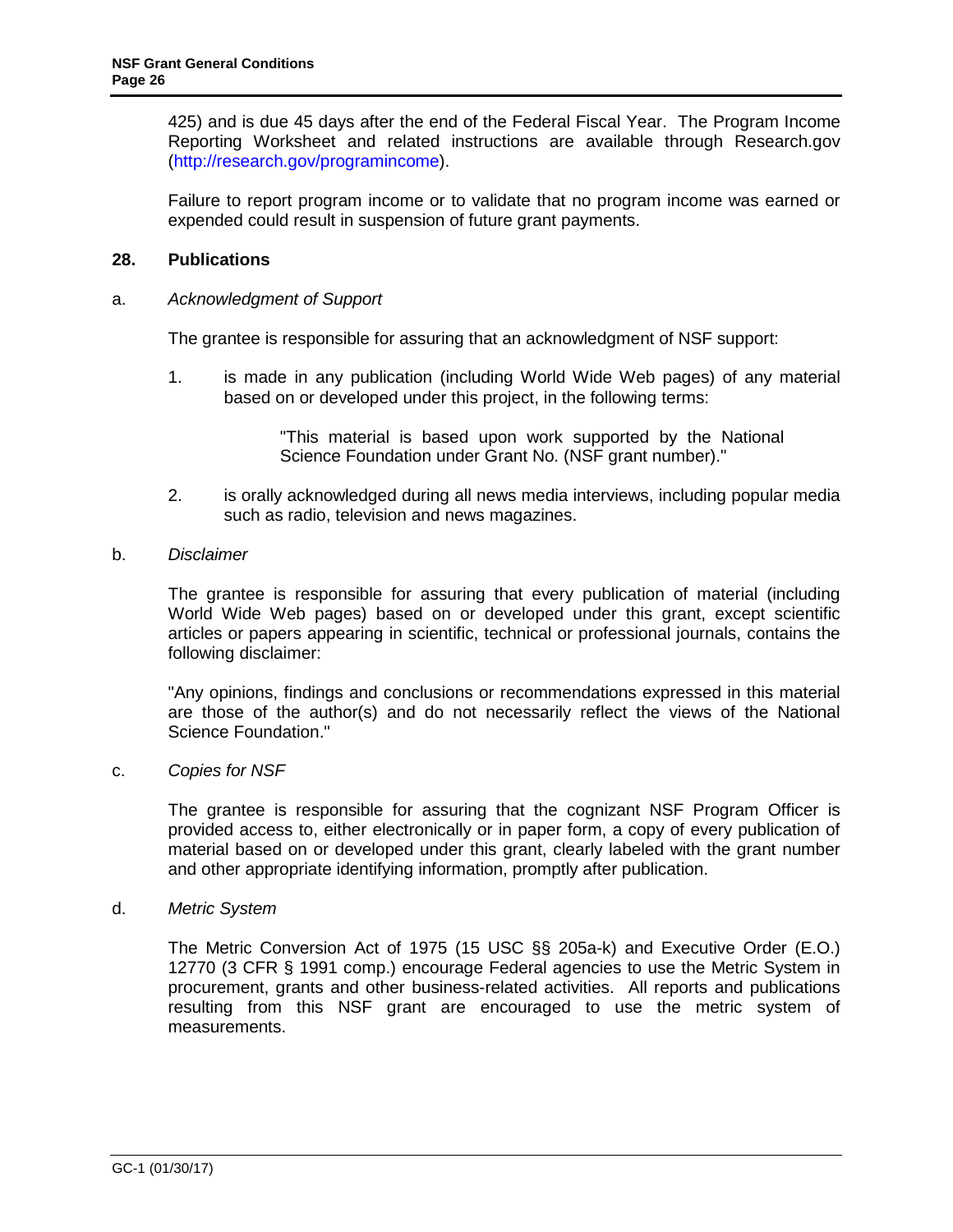425) and is due 45 days after the end of the Federal Fiscal Year. The Program Income Reporting Worksheet and related instructions are available through Research.gov (http://research.gov/programincome).

Failure to report program income or to validate that no program income was earned or expended could result in suspension of future grant payments.

## 28. Publications

a. *Acknowledgment of Support*

The grantee is responsible for assuring that an acknowledgment of NSF support:

1. is made in any publication (including World Wide Web pages) of any material based on or developed under this project, in the following terms:

   > "This material is based upon work supported by the National Science Foundation under Grant No. (NSF grant number)."

2. is orally acknowledged during all news media interviews, including popular media such as radio, television and news magazines.

b. *Disclaimer*

The grantee is responsible for assuring that every publication of material (including World Wide Web pages) based on or developed under this grant, except scientific articles or papers appearing in scientific, technical or professional journals, contains the following disclaimer:

"Any opinions, findings and conclusions or recommendations expressed in this material are those of the author(s) and do not necessarily reflect the views of the National Science Foundation."

c. *Copies for NSF*

The grantee is responsible for assuring that the cognizant NSF Program Officer is provided access to, either electronically or in paper form, a copy of every publication of material based on or developed under this grant, clearly labeled with the grant number and other appropriate identifying information, promptly after publication.

d. *Metric System*

The Metric Conversion Act of 1975 (15 USC §§ 205a-k) and Executive Order (E.O.) 12770 (3 CFR § 1991 comp.) encourage Federal agencies to use the Metric System in procurement, grants and other business-related activities. All reports and publications resulting from this NSF grant are encouraged to use the metric system of measurements.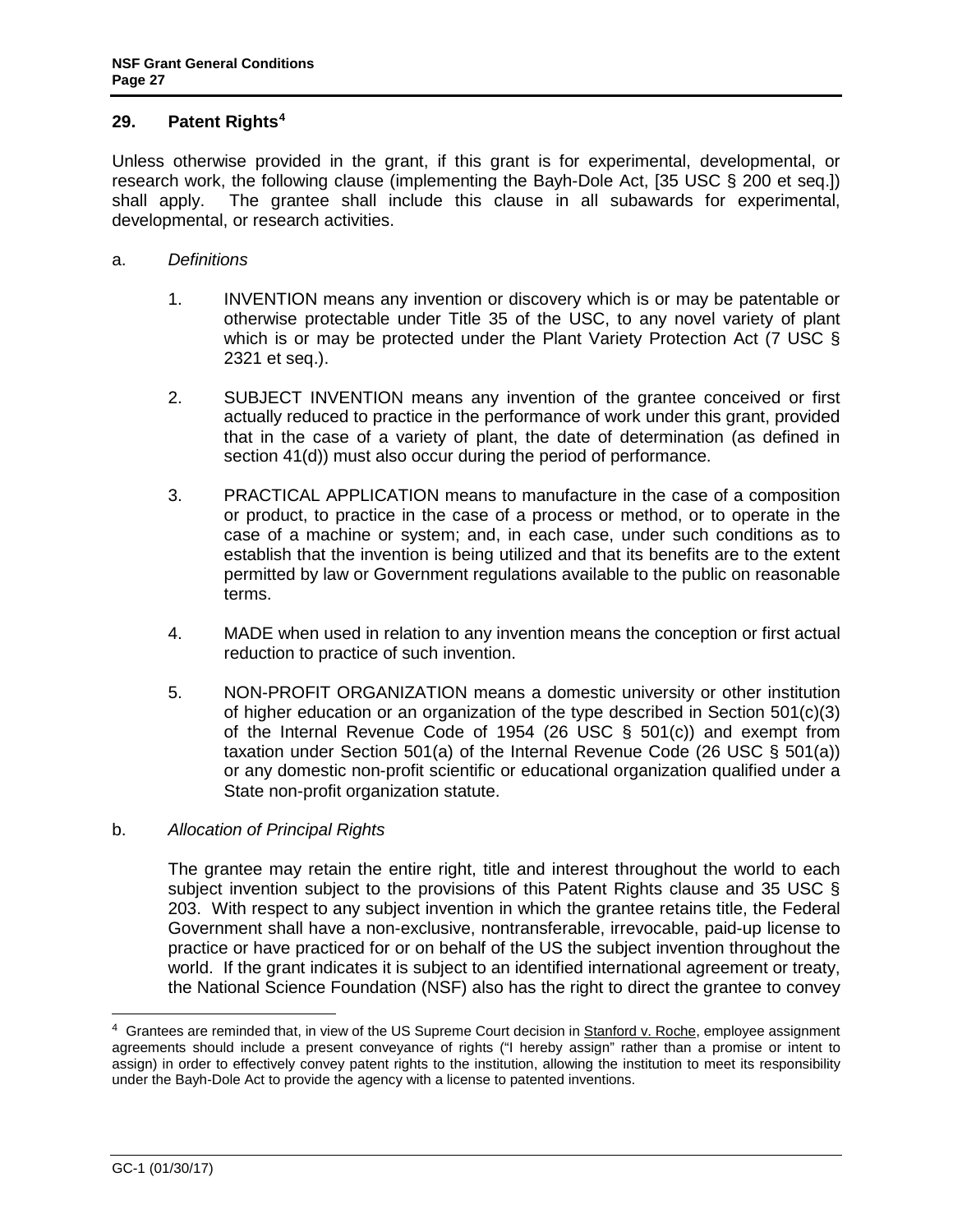## 29. Patent Rights[4]

Unless otherwise provided in the grant, if this grant is for experimental, developmental, or research work, the following clause (implementing the Bayh-Dole Act, [35 USC § 200 et seq.]) shall apply. The grantee shall include this clause in all subawards for experimental, developmental, or research activities.

a. *Definitions*

1. INVENTION means any invention or discovery which is or may be patentable or otherwise protectable under Title 35 of the USC, to any novel variety of plant which is or may be protected under the Plant Variety Protection Act (7 USC § 2321 et seq.).

2. SUBJECT INVENTION means any invention of the grantee conceived or first actually reduced to practice in the performance of work under this grant, provided that in the case of a variety of plant, the date of determination (as defined in section 41(d)) must also occur during the period of performance.

3. PRACTICAL APPLICATION means to manufacture in the case of a composition or product, to practice in the case of a process or method, or to operate in the case of a machine or system; and, in each case, under such conditions as to establish that the invention is being utilized and that its benefits are to the extent permitted by law or Government regulations available to the public on reasonable terms.

4. MADE when used in relation to any invention means the conception or first actual reduction to practice of such invention.

5. NON-PROFIT ORGANIZATION means a domestic university or other institution of higher education or an organization of the type described in Section 501(c)(3) of the Internal Revenue Code of 1954 (26 USC § 501(c)) and exempt from taxation under Section 501(a) of the Internal Revenue Code (26 USC § 501(a)) or any domestic non-profit scientific or educational organization qualified under a State non-profit organization statute.

b. *Allocation of Principal Rights*

The grantee may retain the entire right, title and interest throughout the world to each subject invention subject to the provisions of this Patent Rights clause and 35 USC § 203. With respect to any subject invention in which the grantee retains title, the Federal Government shall have a non-exclusive, nontransferable, irrevocable, paid-up license to practice or have practiced for or on behalf of the US the subject invention throughout the world. If the grant indicates it is subject to an identified international agreement or treaty, the National Science Foundation (NSF) also has the right to direct the grantee to convey

---

[4] Grantees are reminded that, in view of the US Supreme Court decision in Stanford v. Roche, employee assignment agreements should include a present conveyance of rights ("I hereby assign" rather than a promise or intent to assign) in order to effectively convey patent rights to the institution, allowing the institution to meet its responsibility under the Bayh-Dole Act to provide the agency with a license to patented inventions.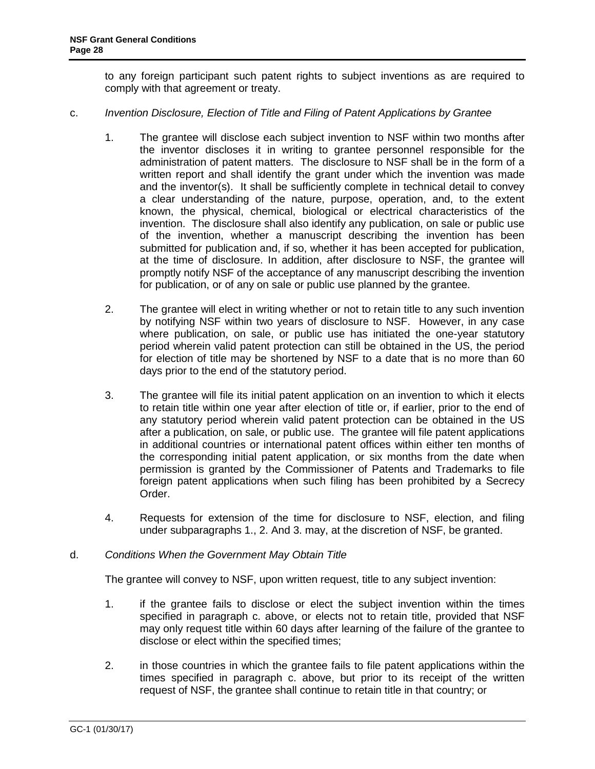to any foreign participant such patent rights to subject inventions as are required to comply with that agreement or treaty.

c. *Invention Disclosure, Election of Title and Filing of Patent Applications by Grantee*

1. The grantee will disclose each subject invention to NSF within two months after the inventor discloses it in writing to grantee personnel responsible for the administration of patent matters. The disclosure to NSF shall be in the form of a written report and shall identify the grant under which the invention was made and the inventor(s). It shall be sufficiently complete in technical detail to convey a clear understanding of the nature, purpose, operation, and, to the extent known, the physical, chemical, biological or electrical characteristics of the invention. The disclosure shall also identify any publication, on sale or public use of the invention, whether a manuscript describing the invention has been submitted for publication and, if so, whether it has been accepted for publication, at the time of disclosure. In addition, after disclosure to NSF, the grantee will promptly notify NSF of the acceptance of any manuscript describing the invention for publication, or of any on sale or public use planned by the grantee.

2. The grantee will elect in writing whether or not to retain title to any such invention by notifying NSF within two years of disclosure to NSF. However, in any case where publication, on sale, or public use has initiated the one-year statutory period wherein valid patent protection can still be obtained in the US, the period for election of title may be shortened by NSF to a date that is no more than 60 days prior to the end of the statutory period.

3. The grantee will file its initial patent application on an invention to which it elects to retain title within one year after election of title or, if earlier, prior to the end of any statutory period wherein valid patent protection can be obtained in the US after a publication, on sale, or public use. The grantee will file patent applications in additional countries or international patent offices within either ten months of the corresponding initial patent application, or six months from the date when permission is granted by the Commissioner of Patents and Trademarks to file foreign patent applications when such filing has been prohibited by a Secrecy Order.

4. Requests for extension of the time for disclosure to NSF, election, and filing under subparagraphs 1., 2. And 3. may, at the discretion of NSF, be granted.

d. *Conditions When the Government May Obtain Title*

The grantee will convey to NSF, upon written request, title to any subject invention:

1. if the grantee fails to disclose or elect the subject invention within the times specified in paragraph c. above, or elects not to retain title, provided that NSF may only request title within 60 days after learning of the failure of the grantee to disclose or elect within the specified times;

2. in those countries in which the grantee fails to file patent applications within the times specified in paragraph c. above, but prior to its receipt of the written request of NSF, the grantee shall continue to retain title in that country; or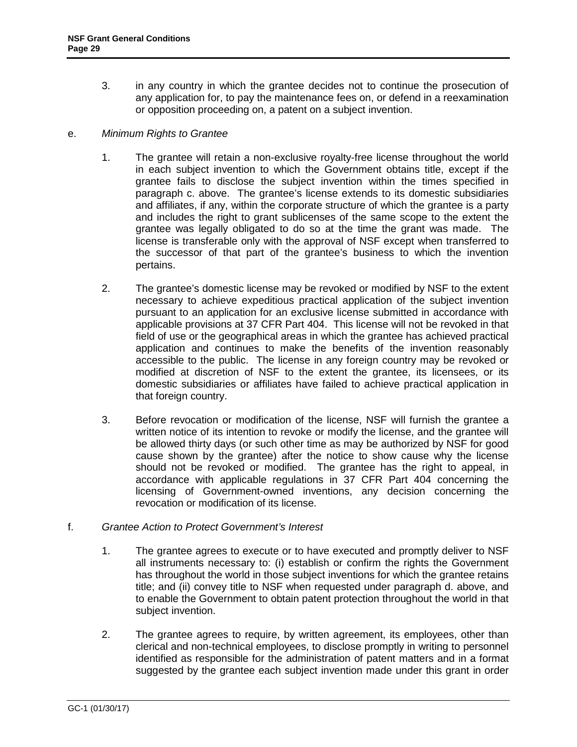3. in any country in which the grantee decides not to continue the prosecution of any application for, to pay the maintenance fees on, or defend in a reexamination or opposition proceeding on, a patent on a subject invention.

e. *Minimum Rights to Grantee*

1. The grantee will retain a non-exclusive royalty-free license throughout the world in each subject invention to which the Government obtains title, except if the grantee fails to disclose the subject invention within the times specified in paragraph c. above. The grantee's license extends to its domestic subsidiaries and affiliates, if any, within the corporate structure of which the grantee is a party and includes the right to grant sublicenses of the same scope to the extent the grantee was legally obligated to do so at the time the grant was made. The license is transferable only with the approval of NSF except when transferred to the successor of that part of the grantee's business to which the invention pertains.

2. The grantee's domestic license may be revoked or modified by NSF to the extent necessary to achieve expeditious practical application of the subject invention pursuant to an application for an exclusive license submitted in accordance with applicable provisions at 37 CFR Part 404. This license will not be revoked in that field of use or the geographical areas in which the grantee has achieved practical application and continues to make the benefits of the invention reasonably accessible to the public. The license in any foreign country may be revoked or modified at discretion of NSF to the extent the grantee, its licensees, or its domestic subsidiaries or affiliates have failed to achieve practical application in that foreign country.

3. Before revocation or modification of the license, NSF will furnish the grantee a written notice of its intention to revoke or modify the license, and the grantee will be allowed thirty days (or such other time as may be authorized by NSF for good cause shown by the grantee) after the notice to show cause why the license should not be revoked or modified. The grantee has the right to appeal, in accordance with applicable regulations in 37 CFR Part 404 concerning the licensing of Government-owned inventions, any decision concerning the revocation or modification of its license.

f. *Grantee Action to Protect Government's Interest*

1. The grantee agrees to execute or to have executed and promptly deliver to NSF all instruments necessary to: (i) establish or confirm the rights the Government has throughout the world in those subject inventions for which the grantee retains title; and (ii) convey title to NSF when requested under paragraph d. above, and to enable the Government to obtain patent protection throughout the world in that subject invention.

2. The grantee agrees to require, by written agreement, its employees, other than clerical and non-technical employees, to disclose promptly in writing to personnel identified as responsible for the administration of patent matters and in a format suggested by the grantee each subject invention made under this grant in order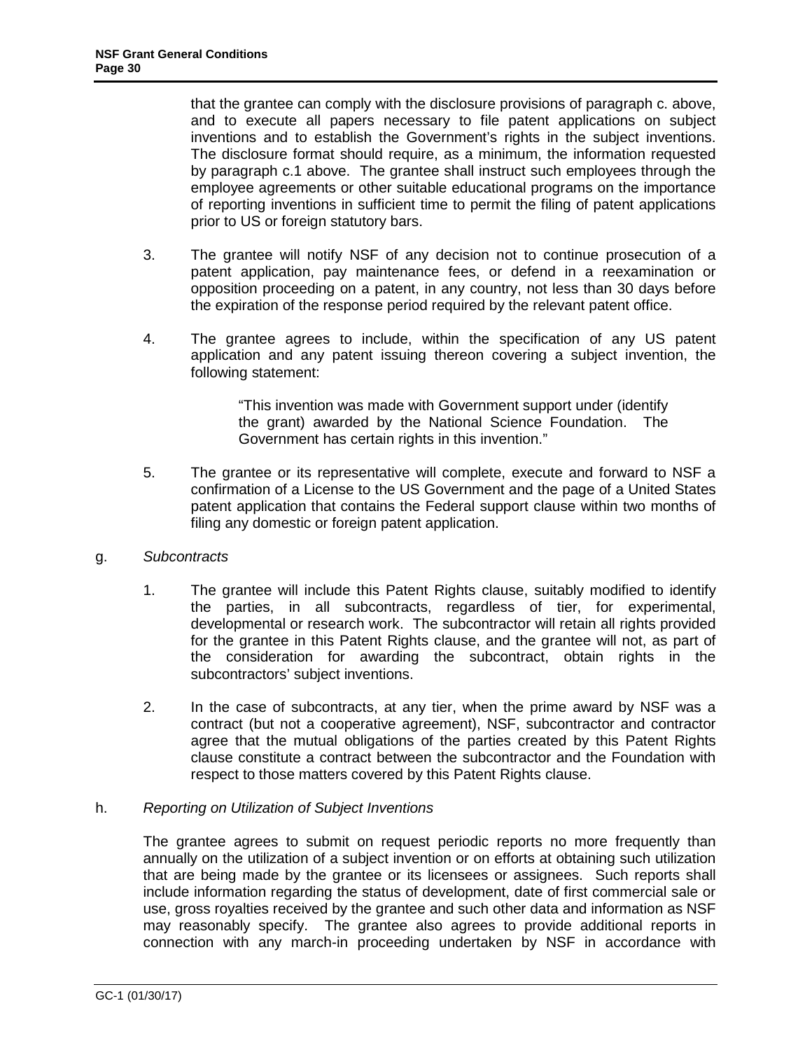that the grantee can comply with the disclosure provisions of paragraph c. above, and to execute all papers necessary to file patent applications on subject inventions and to establish the Government's rights in the subject inventions. The disclosure format should require, as a minimum, the information requested by paragraph c.1 above. The grantee shall instruct such employees through the employee agreements or other suitable educational programs on the importance of reporting inventions in sufficient time to permit the filing of patent applications prior to US or foreign statutory bars.

3. The grantee will notify NSF of any decision not to continue prosecution of a patent application, pay maintenance fees, or defend in a reexamination or opposition proceeding on a patent, in any country, not less than 30 days before the expiration of the response period required by the relevant patent office.

4. The grantee agrees to include, within the specification of any US patent application and any patent issuing thereon covering a subject invention, the following statement:

> "This invention was made with Government support under (identify the grant) awarded by the National Science Foundation. The Government has certain rights in this invention."

5. The grantee or its representative will complete, execute and forward to NSF a confirmation of a License to the US Government and the page of a United States patent application that contains the Federal support clause within two months of filing any domestic or foreign patent application.

g. *Subcontracts*

1. The grantee will include this Patent Rights clause, suitably modified to identify the parties, in all subcontracts, regardless of tier, for experimental, developmental or research work. The subcontractor will retain all rights provided for the grantee in this Patent Rights clause, and the grantee will not, as part of the consideration for awarding the subcontract, obtain rights in the subcontractors' subject inventions.

2. In the case of subcontracts, at any tier, when the prime award by NSF was a contract (but not a cooperative agreement), NSF, subcontractor and contractor agree that the mutual obligations of the parties created by this Patent Rights clause constitute a contract between the subcontractor and the Foundation with respect to those matters covered by this Patent Rights clause.

h. *Reporting on Utilization of Subject Inventions*

The grantee agrees to submit on request periodic reports no more frequently than annually on the utilization of a subject invention or on efforts at obtaining such utilization that are being made by the grantee or its licensees or assignees. Such reports shall include information regarding the status of development, date of first commercial sale or use, gross royalties received by the grantee and such other data and information as NSF may reasonably specify. The grantee also agrees to provide additional reports in connection with any march-in proceeding undertaken by NSF in accordance with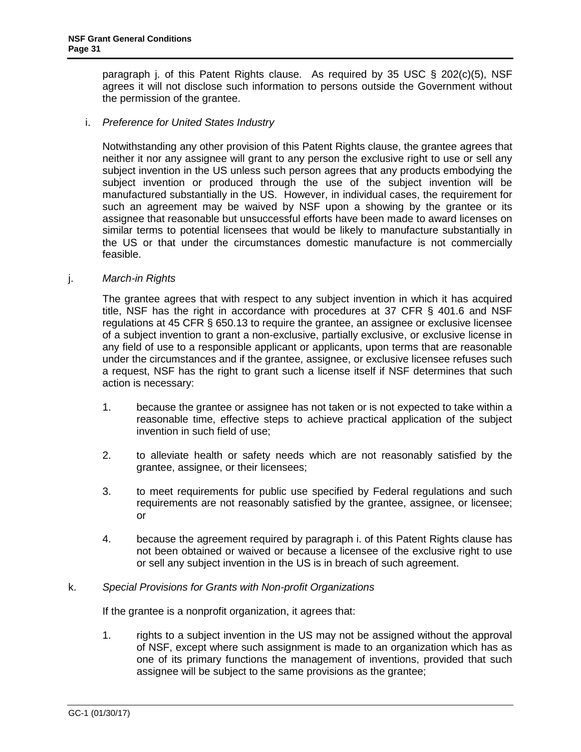paragraph j. of this Patent Rights clause. As required by 35 USC § 202(c)(5), NSF agrees it will not disclose such information to persons outside the Government without the permission of the grantee.

i. *Preference for United States Industry*

Notwithstanding any other provision of this Patent Rights clause, the grantee agrees that neither it nor any assignee will grant to any person the exclusive right to use or sell any subject invention in the US unless such person agrees that any products embodying the subject invention or produced through the use of the subject invention will be manufactured substantially in the US. However, in individual cases, the requirement for such an agreement may be waived by NSF upon a showing by the grantee or its assignee that reasonable but unsuccessful efforts have been made to award licenses on similar terms to potential licensees that would be likely to manufacture substantially in the US or that under the circumstances domestic manufacture is not commercially feasible.

j. *March-in Rights*

The grantee agrees that with respect to any subject invention in which it has acquired title, NSF has the right in accordance with procedures at 37 CFR § 401.6 and NSF regulations at 45 CFR § 650.13 to require the grantee, an assignee or exclusive licensee of a subject invention to grant a non-exclusive, partially exclusive, or exclusive license in any field of use to a responsible applicant or applicants, upon terms that are reasonable under the circumstances and if the grantee, assignee, or exclusive licensee refuses such a request, NSF has the right to grant such a license itself if NSF determines that such action is necessary:

1. because the grantee or assignee has not taken or is not expected to take within a reasonable time, effective steps to achieve practical application of the subject invention in such field of use;

2. to alleviate health or safety needs which are not reasonably satisfied by the grantee, assignee, or their licensees;

3. to meet requirements for public use specified by Federal regulations and such requirements are not reasonably satisfied by the grantee, assignee, or licensee; or

4. because the agreement required by paragraph i. of this Patent Rights clause has not been obtained or waived or because a licensee of the exclusive right to use or sell any subject invention in the US is in breach of such agreement.

k. *Special Provisions for Grants with Non-profit Organizations*

If the grantee is a nonprofit organization, it agrees that:

1. rights to a subject invention in the US may not be assigned without the approval of NSF, except where such assignment is made to an organization which has as one of its primary functions the management of inventions, provided that such assignee will be subject to the same provisions as the grantee;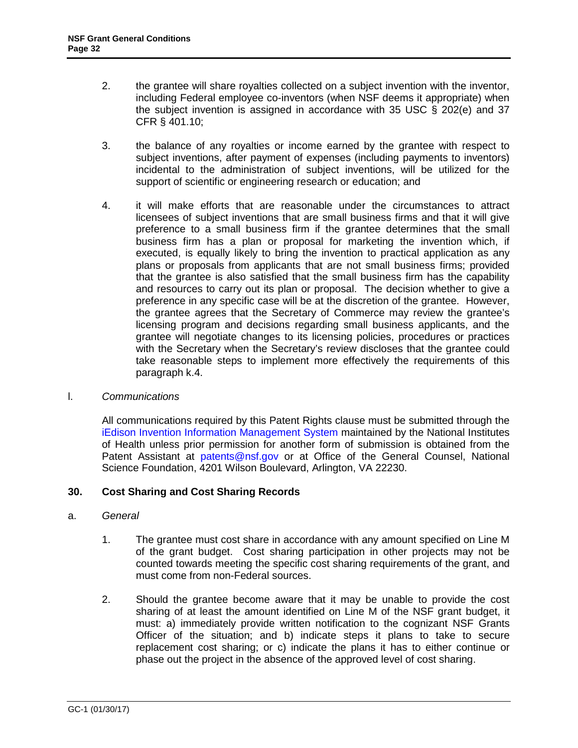2. the grantee will share royalties collected on a subject invention with the inventor, including Federal employee co-inventors (when NSF deems it appropriate) when the subject invention is assigned in accordance with 35 USC § 202(e) and 37 CFR § 401.10;

3. the balance of any royalties or income earned by the grantee with respect to subject inventions, after payment of expenses (including payments to inventors) incidental to the administration of subject inventions, will be utilized for the support of scientific or engineering research or education; and

4. it will make efforts that are reasonable under the circumstances to attract licensees of subject inventions that are small business firms and that it will give preference to a small business firm if the grantee determines that the small business firm has a plan or proposal for marketing the invention which, if executed, is equally likely to bring the invention to practical application as any plans or proposals from applicants that are not small business firms; provided that the grantee is also satisfied that the small business firm has the capability and resources to carry out its plan or proposal. The decision whether to give a preference in any specific case will be at the discretion of the grantee. However, the grantee agrees that the Secretary of Commerce may review the grantee's licensing program and decisions regarding small business applicants, and the grantee will negotiate changes to its licensing policies, procedures or practices with the Secretary when the Secretary's review discloses that the grantee could take reasonable steps to implement more effectively the requirements of this paragraph k.4.

l. *Communications*

All communications required by this Patent Rights clause must be submitted through the iEdison Invention Information Management System maintained by the National Institutes of Health unless prior permission for another form of submission is obtained from the Patent Assistant at patents@nsf.gov or at Office of the General Counsel, National Science Foundation, 4201 Wilson Boulevard, Arlington, VA 22230.

## 30. Cost Sharing and Cost Sharing Records

a. *General*

1. The grantee must cost share in accordance with any amount specified on Line M of the grant budget. Cost sharing participation in other projects may not be counted towards meeting the specific cost sharing requirements of the grant, and must come from non-Federal sources.

2. Should the grantee become aware that it may be unable to provide the cost sharing of at least the amount identified on Line M of the NSF grant budget, it must: a) immediately provide written notification to the cognizant NSF Grants Officer of the situation; and b) indicate steps it plans to take to secure replacement cost sharing; or c) indicate the plans it has to either continue or phase out the project in the absence of the approved level of cost sharing.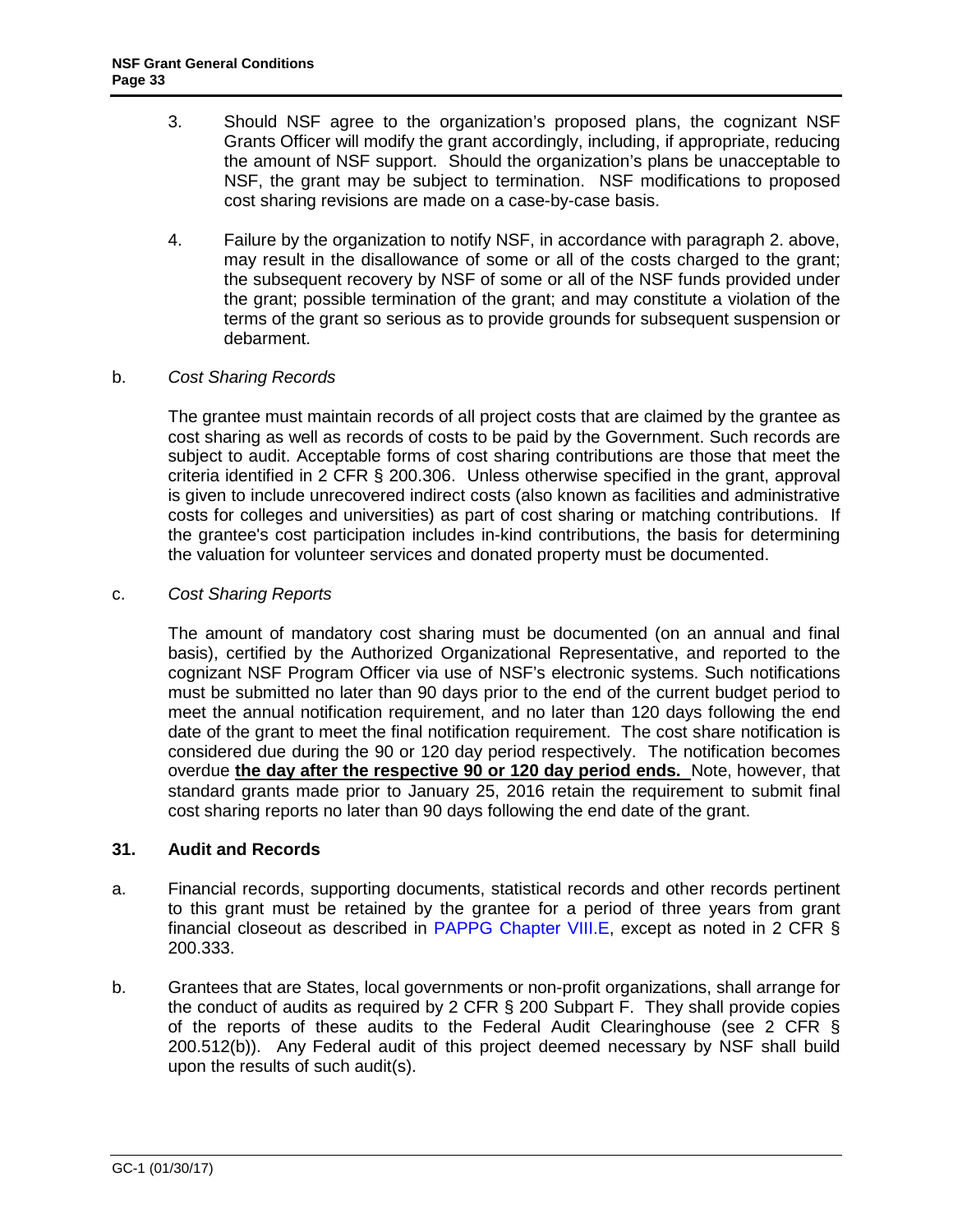3. Should NSF agree to the organization's proposed plans, the cognizant NSF Grants Officer will modify the grant accordingly, including, if appropriate, reducing the amount of NSF support. Should the organization's plans be unacceptable to NSF, the grant may be subject to termination. NSF modifications to proposed cost sharing revisions are made on a case-by-case basis.

4. Failure by the organization to notify NSF, in accordance with paragraph 2. above, may result in the disallowance of some or all of the costs charged to the grant; the subsequent recovery by NSF of some or all of the NSF funds provided under the grant; possible termination of the grant; and may constitute a violation of the terms of the grant so serious as to provide grounds for subsequent suspension or debarment.

b. *Cost Sharing Records*

The grantee must maintain records of all project costs that are claimed by the grantee as cost sharing as well as records of costs to be paid by the Government. Such records are subject to audit. Acceptable forms of cost sharing contributions are those that meet the criteria identified in 2 CFR § 200.306. Unless otherwise specified in the grant, approval is given to include unrecovered indirect costs (also known as facilities and administrative costs for colleges and universities) as part of cost sharing or matching contributions. If the grantee's cost participation includes in-kind contributions, the basis for determining the valuation for volunteer services and donated property must be documented.

c. *Cost Sharing Reports*

The amount of mandatory cost sharing must be documented (on an annual and final basis), certified by the Authorized Organizational Representative, and reported to the cognizant NSF Program Officer via use of NSF's electronic systems. Such notifications must be submitted no later than 90 days prior to the end of the current budget period to meet the annual notification requirement, and no later than 120 days following the end date of the grant to meet the final notification requirement. The cost share notification is considered due during the 90 or 120 day period respectively. The notification becomes overdue **the day after the respective 90 or 120 day period ends.** Note, however, that standard grants made prior to January 25, 2016 retain the requirement to submit final cost sharing reports no later than 90 days following the end date of the grant.

## 31. Audit and Records

a. Financial records, supporting documents, statistical records and other records pertinent to this grant must be retained by the grantee for a period of three years from grant financial closeout as described in PAPPG Chapter VIII.E, except as noted in 2 CFR § 200.333.

b. Grantees that are States, local governments or non-profit organizations, shall arrange for the conduct of audits as required by 2 CFR § 200 Subpart F. They shall provide copies of the reports of these audits to the Federal Audit Clearinghouse (see 2 CFR § 200.512(b)). Any Federal audit of this project deemed necessary by NSF shall build upon the results of such audit(s).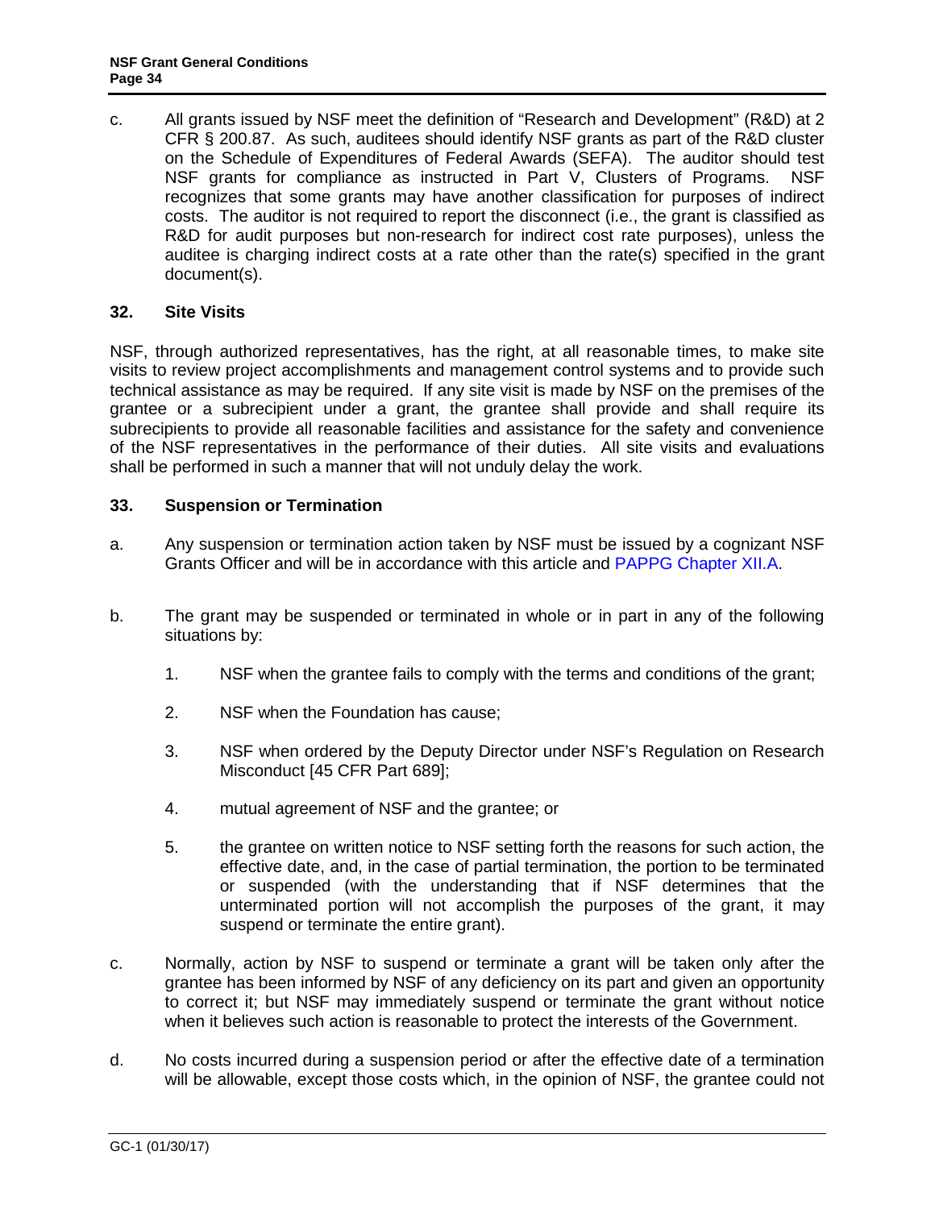c. All grants issued by NSF meet the definition of "Research and Development" (R&D) at 2 CFR § 200.87. As such, auditees should identify NSF grants as part of the R&D cluster on the Schedule of Expenditures of Federal Awards (SEFA). The auditor should test NSF grants for compliance as instructed in Part V, Clusters of Programs. NSF recognizes that some grants may have another classification for purposes of indirect costs. The auditor is not required to report the disconnect (i.e., the grant is classified as R&D for audit purposes but non-research for indirect cost rate purposes), unless the auditee is charging indirect costs at a rate other than the rate(s) specified in the grant document(s).

## 32. Site Visits

NSF, through authorized representatives, has the right, at all reasonable times, to make site visits to review project accomplishments and management control systems and to provide such technical assistance as may be required. If any site visit is made by NSF on the premises of the grantee or a subrecipient under a grant, the grantee shall provide and shall require its subrecipients to provide all reasonable facilities and assistance for the safety and convenience of the NSF representatives in the performance of their duties. All site visits and evaluations shall be performed in such a manner that will not unduly delay the work.

## 33. Suspension or Termination

a. Any suspension or termination action taken by NSF must be issued by a cognizant NSF Grants Officer and will be in accordance with this article and PAPPG Chapter XII.A.

b. The grant may be suspended or terminated in whole or in part in any of the following situations by:

   1. NSF when the grantee fails to comply with the terms and conditions of the grant;

   2. NSF when the Foundation has cause;

   3. NSF when ordered by the Deputy Director under NSF's Regulation on Research Misconduct [45 CFR Part 689];

   4. mutual agreement of NSF and the grantee; or

   5. the grantee on written notice to NSF setting forth the reasons for such action, the effective date, and, in the case of partial termination, the portion to be terminated or suspended (with the understanding that if NSF determines that the unterminated portion will not accomplish the purposes of the grant, it may suspend or terminate the entire grant).

c. Normally, action by NSF to suspend or terminate a grant will be taken only after the grantee has been informed by NSF of any deficiency on its part and given an opportunity to correct it; but NSF may immediately suspend or terminate the grant without notice when it believes such action is reasonable to protect the interests of the Government.

d. No costs incurred during a suspension period or after the effective date of a termination will be allowable, except those costs which, in the opinion of NSF, the grantee could not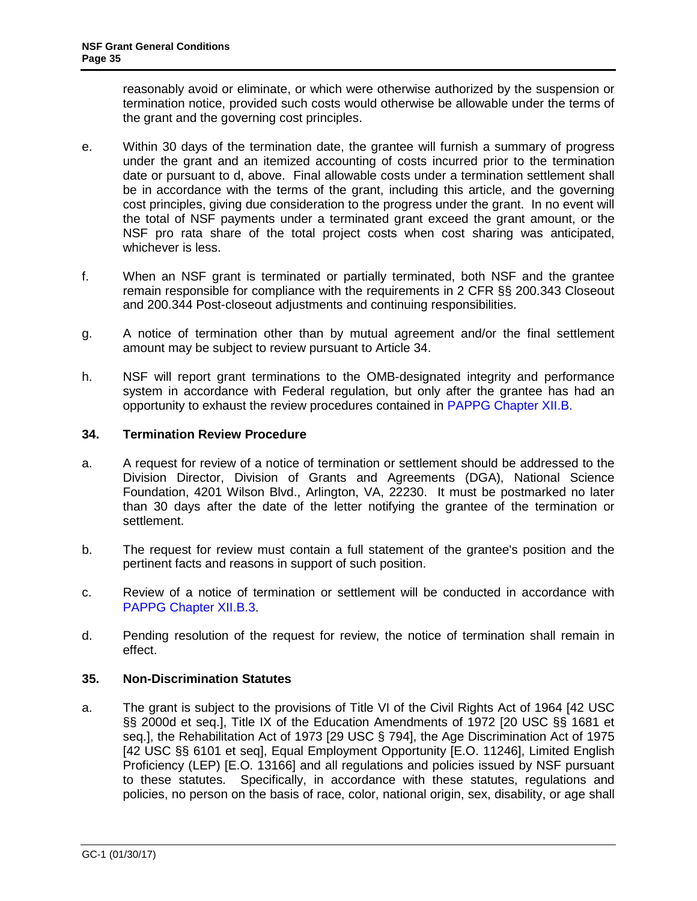reasonably avoid or eliminate, or which were otherwise authorized by the suspension or termination notice, provided such costs would otherwise be allowable under the terms of the grant and the governing cost principles.

e. Within 30 days of the termination date, the grantee will furnish a summary of progress under the grant and an itemized accounting of costs incurred prior to the termination date or pursuant to d, above. Final allowable costs under a termination settlement shall be in accordance with the terms of the grant, including this article, and the governing cost principles, giving due consideration to the progress under the grant. In no event will the total of NSF payments under a terminated grant exceed the grant amount, or the NSF pro rata share of the total project costs when cost sharing was anticipated, whichever is less.

f. When an NSF grant is terminated or partially terminated, both NSF and the grantee remain responsible for compliance with the requirements in 2 CFR §§ 200.343 Closeout and 200.344 Post-closeout adjustments and continuing responsibilities.

g. A notice of termination other than by mutual agreement and/or the final settlement amount may be subject to review pursuant to Article 34.

h. NSF will report grant terminations to the OMB-designated integrity and performance system in accordance with Federal regulation, but only after the grantee has had an opportunity to exhaust the review procedures contained in PAPPG Chapter XII.B.

## 34. Termination Review Procedure

a. A request for review of a notice of termination or settlement should be addressed to the Division Director, Division of Grants and Agreements (DGA), National Science Foundation, 4201 Wilson Blvd., Arlington, VA, 22230. It must be postmarked no later than 30 days after the date of the letter notifying the grantee of the termination or settlement.

b. The request for review must contain a full statement of the grantee's position and the pertinent facts and reasons in support of such position.

c. Review of a notice of termination or settlement will be conducted in accordance with PAPPG Chapter XII.B.3.

d. Pending resolution of the request for review, the notice of termination shall remain in effect.

## 35. Non-Discrimination Statutes

a. The grant is subject to the provisions of Title VI of the Civil Rights Act of 1964 [42 USC §§ 2000d et seq.], Title IX of the Education Amendments of 1972 [20 USC §§ 1681 et seq.], the Rehabilitation Act of 1973 [29 USC § 794], the Age Discrimination Act of 1975 [42 USC §§ 6101 et seq], Equal Employment Opportunity [E.O. 11246], Limited English Proficiency (LEP) [E.O. 13166] and all regulations and policies issued by NSF pursuant to these statutes. Specifically, in accordance with these statutes, regulations and policies, no person on the basis of race, color, national origin, sex, disability, or age shall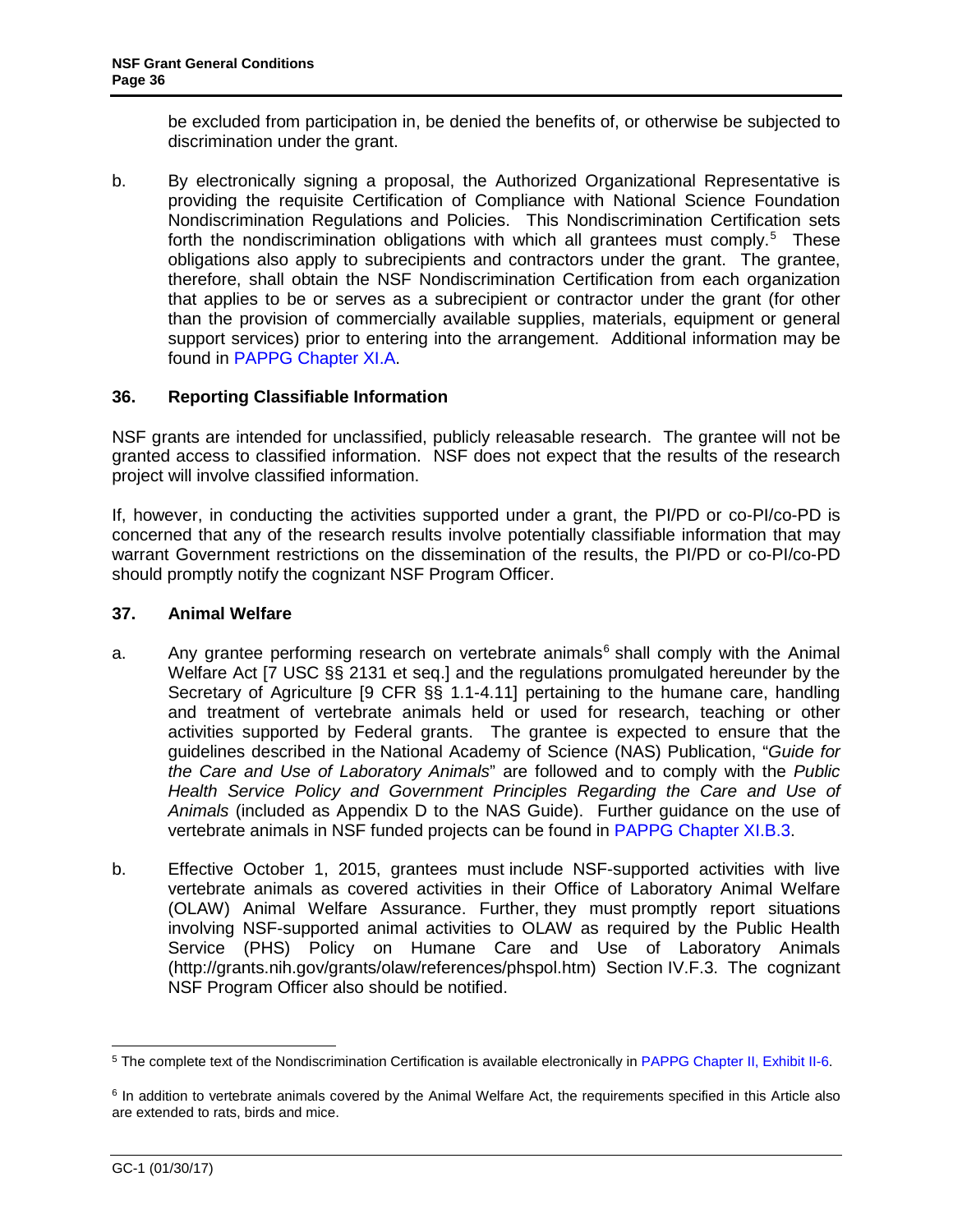be excluded from participation in, be denied the benefits of, or otherwise be subjected to discrimination under the grant.

b. By electronically signing a proposal, the Authorized Organizational Representative is providing the requisite Certification of Compliance with National Science Foundation Nondiscrimination Regulations and Policies. This Nondiscrimination Certification sets forth the nondiscrimination obligations with which all grantees must comply.[5] These obligations also apply to subrecipients and contractors under the grant. The grantee, therefore, shall obtain the NSF Nondiscrimination Certification from each organization that applies to be or serves as a subrecipient or contractor under the grant (for other than the provision of commercially available supplies, materials, equipment or general support services) prior to entering into the arrangement. Additional information may be found in PAPPG Chapter XI.A.

### 36. Reporting Classifiable Information

NSF grants are intended for unclassified, publicly releasable research. The grantee will not be granted access to classified information. NSF does not expect that the results of the research project will involve classified information.

If, however, in conducting the activities supported under a grant, the PI/PD or co-PI/co-PD is concerned that any of the research results involve potentially classifiable information that may warrant Government restrictions on the dissemination of the results, the PI/PD or co-PI/co-PD should promptly notify the cognizant NSF Program Officer.

### 37. Animal Welfare

a. Any grantee performing research on vertebrate animals[6] shall comply with the Animal Welfare Act [7 USC §§ 2131 et seq.] and the regulations promulgated hereunder by the Secretary of Agriculture [9 CFR §§ 1.1-4.11] pertaining to the humane care, handling and treatment of vertebrate animals held or used for research, teaching or other activities supported by Federal grants. The grantee is expected to ensure that the guidelines described in the National Academy of Science (NAS) Publication, "*Guide for the Care and Use of Laboratory Animals*" are followed and to comply with the *Public Health Service Policy and Government Principles Regarding the Care and Use of Animals* (included as Appendix D to the NAS Guide). Further guidance on the use of vertebrate animals in NSF funded projects can be found in PAPPG Chapter XI.B.3.

b. Effective October 1, 2015, grantees must include NSF-supported activities with live vertebrate animals as covered activities in their Office of Laboratory Animal Welfare (OLAW) Animal Welfare Assurance. Further, they must promptly report situations involving NSF-supported animal activities to OLAW as required by the Public Health Service (PHS) Policy on Humane Care and Use of Laboratory Animals (http://grants.nih.gov/grants/olaw/references/phspol.htm) Section IV.F.3. The cognizant NSF Program Officer also should be notified.

---

[5] The complete text of the Nondiscrimination Certification is available electronically in PAPPG Chapter II, Exhibit II-6.

[6] In addition to vertebrate animals covered by the Animal Welfare Act, the requirements specified in this Article also are extended to rats, birds and mice.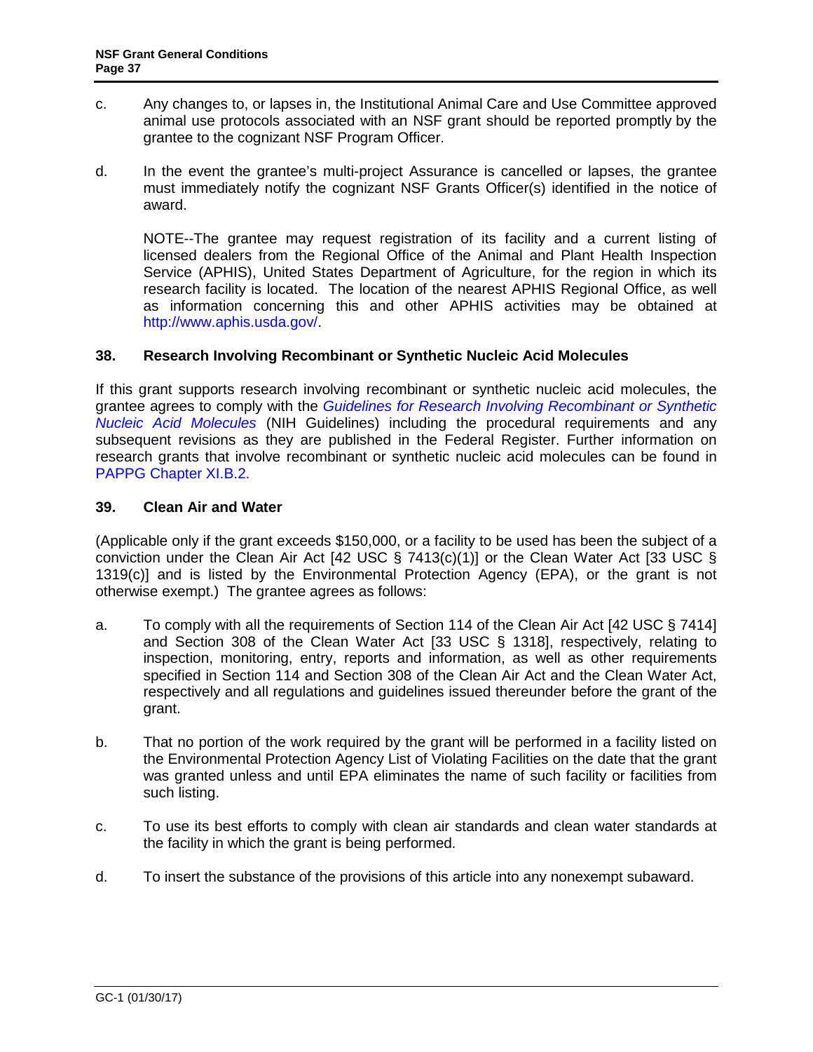c. Any changes to, or lapses in, the Institutional Animal Care and Use Committee approved animal use protocols associated with an NSF grant should be reported promptly by the grantee to the cognizant NSF Program Officer.

d. In the event the grantee's multi-project Assurance is cancelled or lapses, the grantee must immediately notify the cognizant NSF Grants Officer(s) identified in the notice of award.

NOTE--The grantee may request registration of its facility and a current listing of licensed dealers from the Regional Office of the Animal and Plant Health Inspection Service (APHIS), United States Department of Agriculture, for the region in which its research facility is located. The location of the nearest APHIS Regional Office, as well as information concerning this and other APHIS activities may be obtained at http://www.aphis.usda.gov/.

### 38. Research Involving Recombinant or Synthetic Nucleic Acid Molecules

If this grant supports research involving recombinant or synthetic nucleic acid molecules, the grantee agrees to comply with the *Guidelines for Research Involving Recombinant or Synthetic Nucleic Acid Molecules* (NIH Guidelines) including the procedural requirements and any subsequent revisions as they are published in the Federal Register. Further information on research grants that involve recombinant or synthetic nucleic acid molecules can be found in PAPPG Chapter XI.B.2.

### 39. Clean Air and Water

(Applicable only if the grant exceeds $150,000, or a facility to be used has been the subject of a conviction under the Clean Air Act [42 USC § 7413(c)(1)] or the Clean Water Act [33 USC § 1319(c)] and is listed by the Environmental Protection Agency (EPA), or the grant is not otherwise exempt.) The grantee agrees as follows:

a. To comply with all the requirements of Section 114 of the Clean Air Act [42 USC § 7414] and Section 308 of the Clean Water Act [33 USC § 1318], respectively, relating to inspection, monitoring, entry, reports and information, as well as other requirements specified in Section 114 and Section 308 of the Clean Air Act and the Clean Water Act, respectively and all regulations and guidelines issued thereunder before the grant of the grant.

b. That no portion of the work required by the grant will be performed in a facility listed on the Environmental Protection Agency List of Violating Facilities on the date that the grant was granted unless and until EPA eliminates the name of such facility or facilities from such listing.

c. To use its best efforts to comply with clean air standards and clean water standards at the facility in which the grant is being performed.

d. To insert the substance of the provisions of this article into any nonexempt subaward.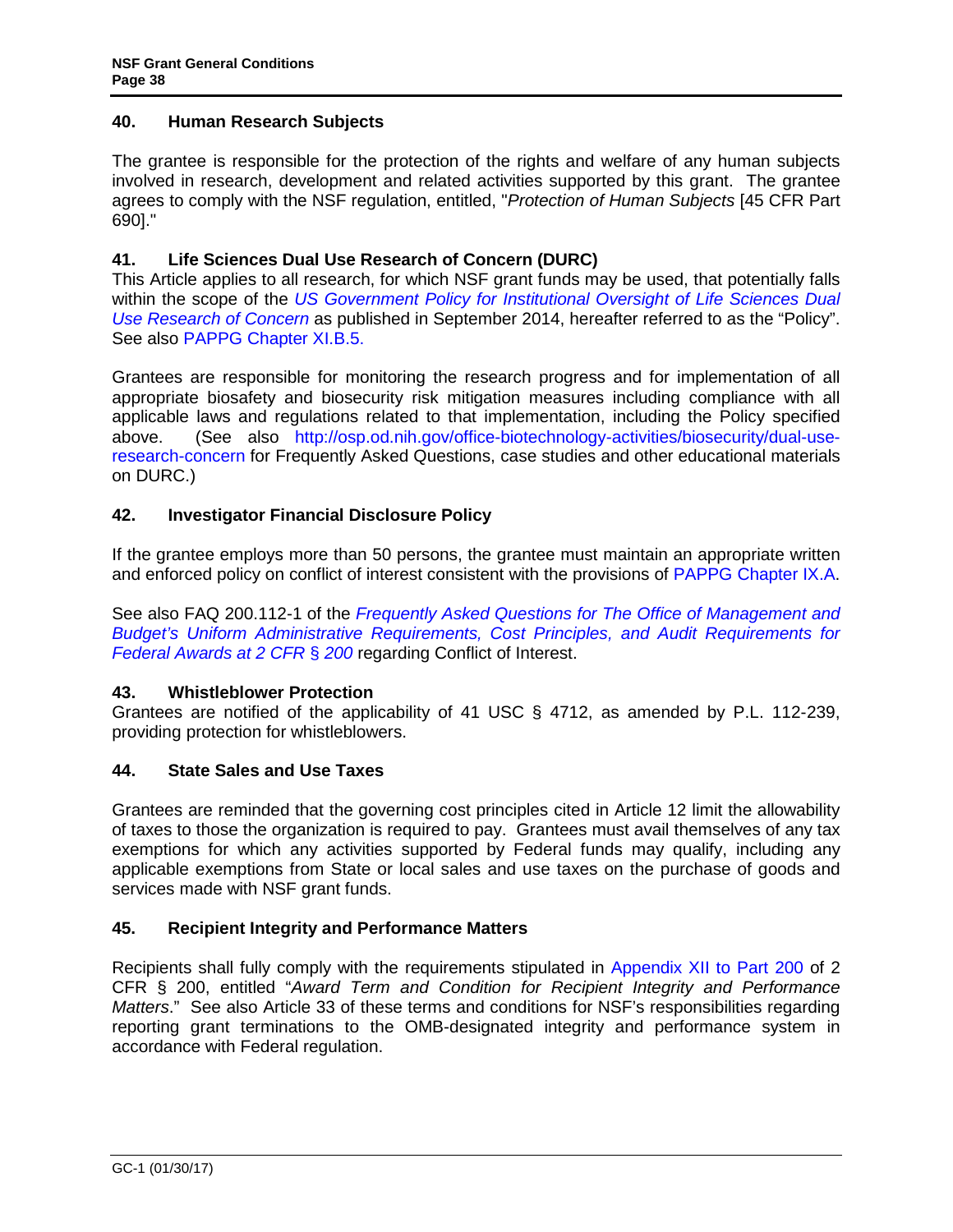### 40. Human Research Subjects

The grantee is responsible for the protection of the rights and welfare of any human subjects involved in research, development and related activities supported by this grant. The grantee agrees to comply with the NSF regulation, entitled, "*Protection of Human Subjects* [45 CFR Part 690]."

### 41. Life Sciences Dual Use Research of Concern (DURC)

This Article applies to all research, for which NSF grant funds may be used, that potentially falls within the scope of the *US Government Policy for Institutional Oversight of Life Sciences Dual Use Research of Concern* as published in September 2014, hereafter referred to as the "Policy". See also PAPPG Chapter XI.B.5.

Grantees are responsible for monitoring the research progress and for implementation of all appropriate biosafety and biosecurity risk mitigation measures including compliance with all applicable laws and regulations related to that implementation, including the Policy specified above. (See also http://osp.od.nih.gov/office-biotechnology-activities/biosecurity/dual-use-research-concern for Frequently Asked Questions, case studies and other educational materials on DURC.)

### 42. Investigator Financial Disclosure Policy

If the grantee employs more than 50 persons, the grantee must maintain an appropriate written and enforced policy on conflict of interest consistent with the provisions of PAPPG Chapter IX.A.

See also FAQ 200.112-1 of the *Frequently Asked Questions for The Office of Management and Budget's Uniform Administrative Requirements, Cost Principles, and Audit Requirements for Federal Awards at 2 CFR § 200* regarding Conflict of Interest.

### 43. Whistleblower Protection

Grantees are notified of the applicability of 41 USC § 4712, as amended by P.L. 112-239, providing protection for whistleblowers.

### 44. State Sales and Use Taxes

Grantees are reminded that the governing cost principles cited in Article 12 limit the allowability of taxes to those the organization is required to pay. Grantees must avail themselves of any tax exemptions for which any activities supported by Federal funds may qualify, including any applicable exemptions from State or local sales and use taxes on the purchase of goods and services made with NSF grant funds.

### 45. Recipient Integrity and Performance Matters

Recipients shall fully comply with the requirements stipulated in Appendix XII to Part 200 of 2 CFR § 200, entitled "*Award Term and Condition for Recipient Integrity and Performance Matters*." See also Article 33 of these terms and conditions for NSF's responsibilities regarding reporting grant terminations to the OMB-designated integrity and performance system in accordance with Federal regulation.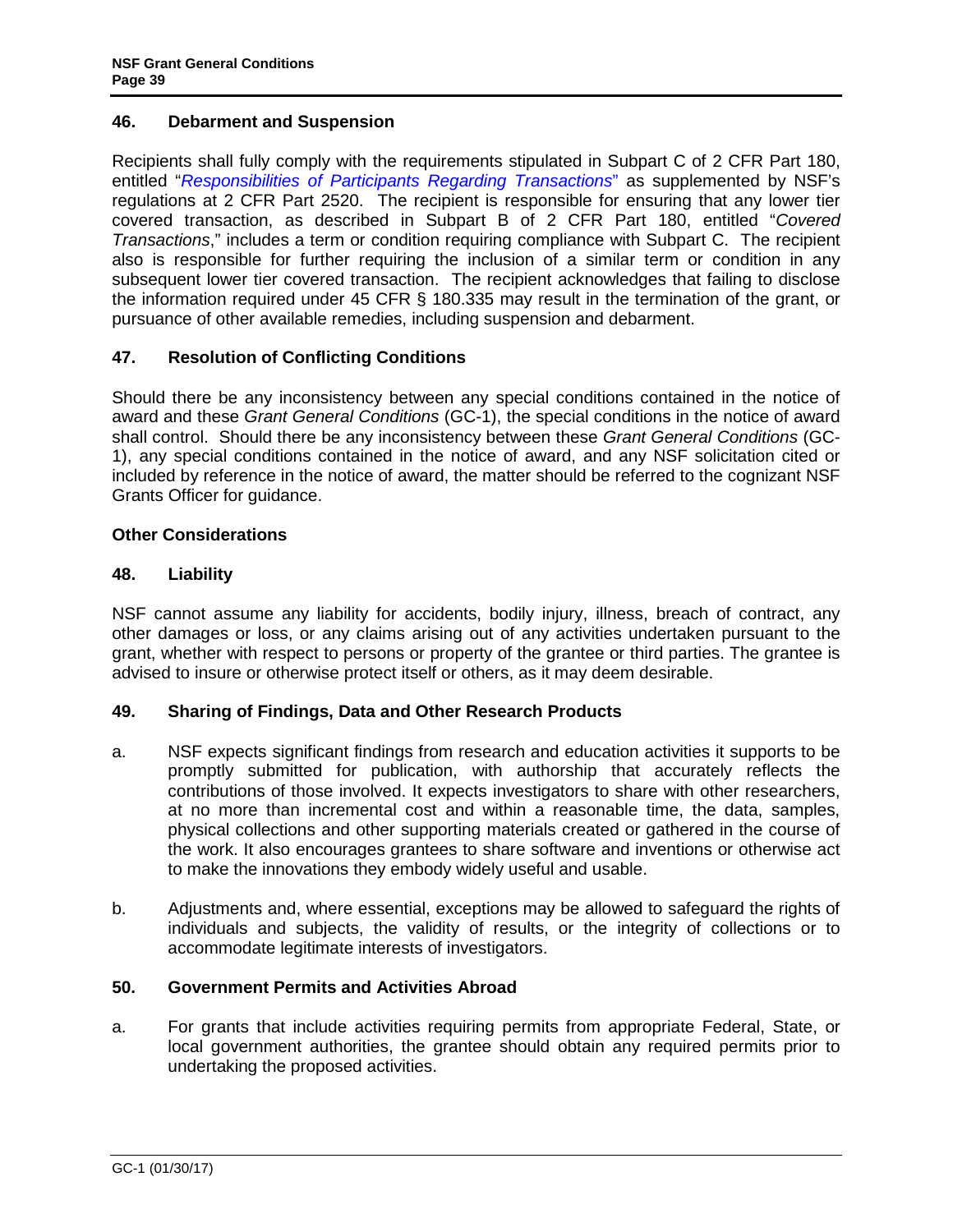## 46. Debarment and Suspension

Recipients shall fully comply with the requirements stipulated in Subpart C of 2 CFR Part 180, entitled "*Responsibilities of Participants Regarding Transactions*" as supplemented by NSF's regulations at 2 CFR Part 2520. The recipient is responsible for ensuring that any lower tier covered transaction, as described in Subpart B of 2 CFR Part 180, entitled "*Covered Transactions*," includes a term or condition requiring compliance with Subpart C. The recipient also is responsible for further requiring the inclusion of a similar term or condition in any subsequent lower tier covered transaction. The recipient acknowledges that failing to disclose the information required under 45 CFR § 180.335 may result in the termination of the grant, or pursuance of other available remedies, including suspension and debarment.

## 47. Resolution of Conflicting Conditions

Should there be any inconsistency between any special conditions contained in the notice of award and these *Grant General Conditions* (GC-1), the special conditions in the notice of award shall control. Should there be any inconsistency between these *Grant General Conditions* (GC-1), any special conditions contained in the notice of award, and any NSF solicitation cited or included by reference in the notice of award, the matter should be referred to the cognizant NSF Grants Officer for guidance.

## Other Considerations

## 48. Liability

NSF cannot assume any liability for accidents, bodily injury, illness, breach of contract, any other damages or loss, or any claims arising out of any activities undertaken pursuant to the grant, whether with respect to persons or property of the grantee or third parties. The grantee is advised to insure or otherwise protect itself or others, as it may deem desirable.

## 49. Sharing of Findings, Data and Other Research Products

a. NSF expects significant findings from research and education activities it supports to be promptly submitted for publication, with authorship that accurately reflects the contributions of those involved. It expects investigators to share with other researchers, at no more than incremental cost and within a reasonable time, the data, samples, physical collections and other supporting materials created or gathered in the course of the work. It also encourages grantees to share software and inventions or otherwise act to make the innovations they embody widely useful and usable.

b. Adjustments and, where essential, exceptions may be allowed to safeguard the rights of individuals and subjects, the validity of results, or the integrity of collections or to accommodate legitimate interests of investigators.

## 50. Government Permits and Activities Abroad

a. For grants that include activities requiring permits from appropriate Federal, State, or local government authorities, the grantee should obtain any required permits prior to undertaking the proposed activities.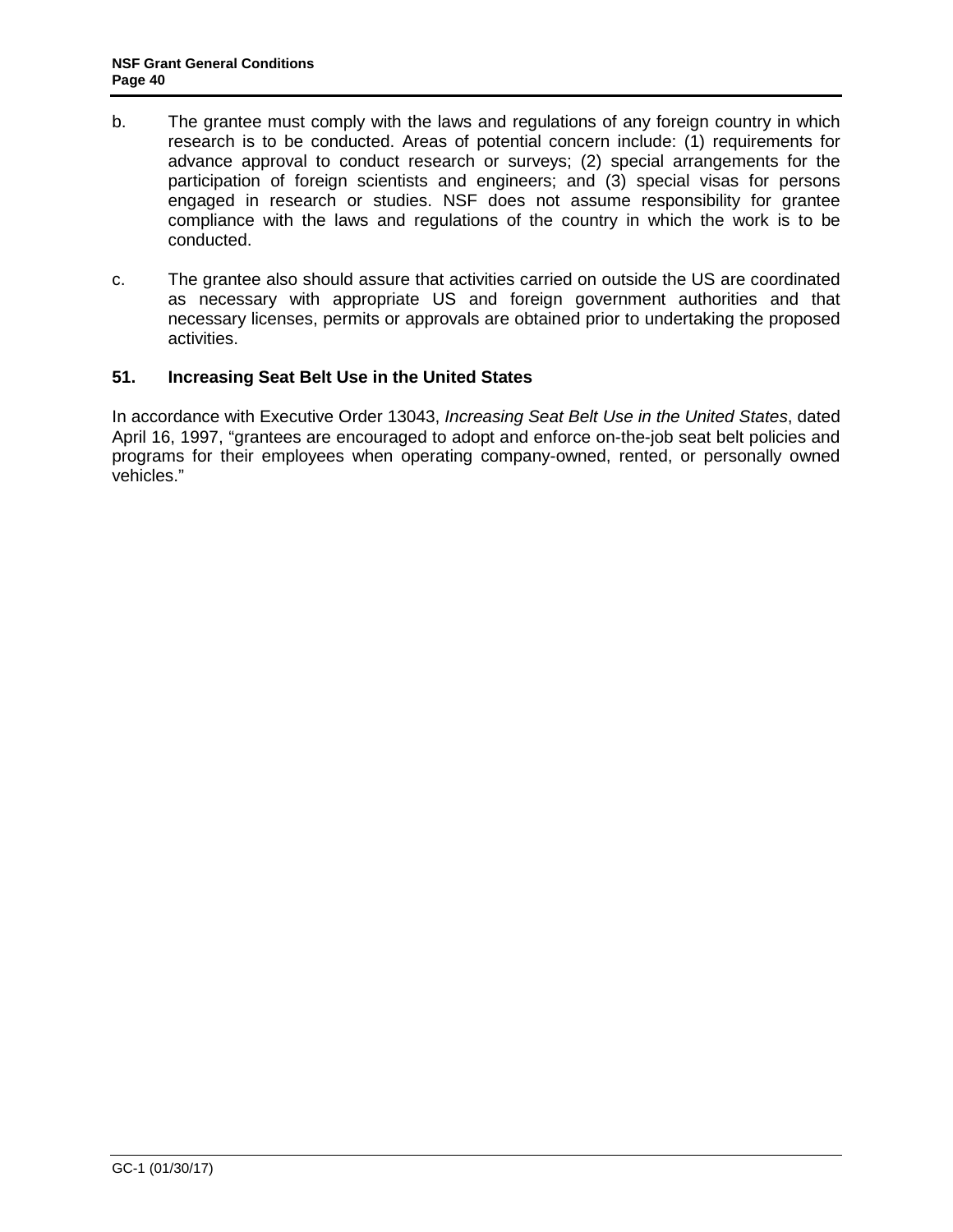b. The grantee must comply with the laws and regulations of any foreign country in which research is to be conducted. Areas of potential concern include: (1) requirements for advance approval to conduct research or surveys; (2) special arrangements for the participation of foreign scientists and engineers; and (3) special visas for persons engaged in research or studies. NSF does not assume responsibility for grantee compliance with the laws and regulations of the country in which the work is to be conducted.

c. The grantee also should assure that activities carried on outside the US are coordinated as necessary with appropriate US and foreign government authorities and that necessary licenses, permits or approvals are obtained prior to undertaking the proposed activities.

### 51. Increasing Seat Belt Use in the United States

In accordance with Executive Order 13043, *Increasing Seat Belt Use in the United States*, dated April 16, 1997, "grantees are encouraged to adopt and enforce on-the-job seat belt policies and programs for their employees when operating company-owned, rented, or personally owned vehicles."